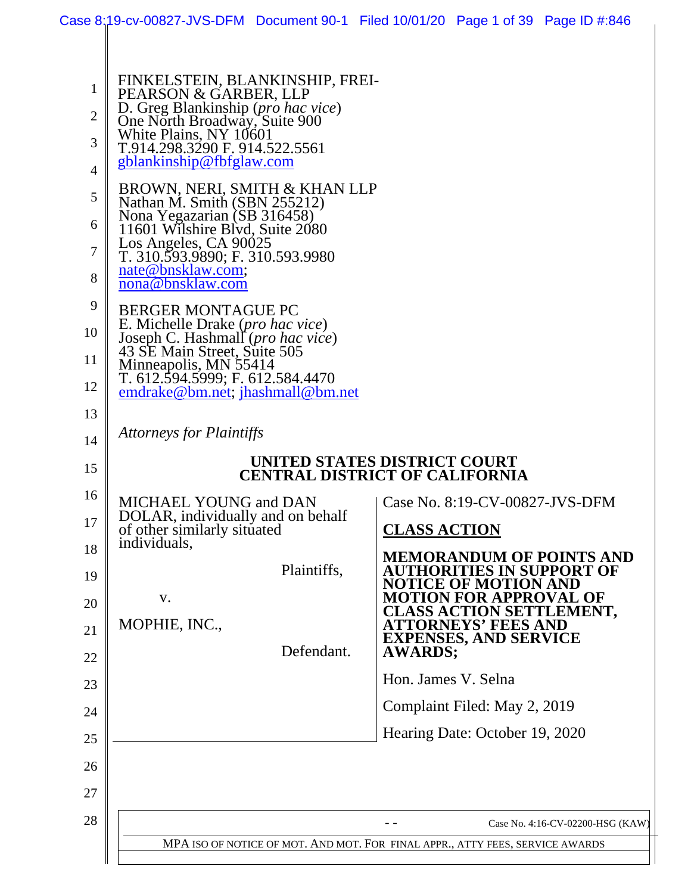FINKELSTEIN, BLANKINSHIP, FREI-PEARSON & GARBER, LLP
D. Greg Blankinship (*pro hac vice*)
One North Broadway, Suite 900
White Plains, NY 10601
T.914.298.3290 F. 914.522.5561
gblankinship@fbfglaw.com

BROWN, NERI, SMITH & KHAN LLP
Nathan M. Smith (SBN 255212)
Nona Yegazarian (SB 316458)
11601 Wilshire Blvd, Suite 2080
Los Angeles, CA 90025
T. 310.593.9890; F. 310.593.9980
nate@bnsklaw.com;
nona@bnsklaw.com

BERGER MONTAGUE PC
E. Michelle Drake (*pro hac vice*)
Joseph C. Hashmall (*pro hac vice*)
43 SE Main Street, Suite 505
Minneapolis, MN 55414
T. 612.594.5999; F. 612.584.4470
emdrake@bm.net; jhashmall@bm.net

*Attorneys for Plaintiffs*

**UNITED STATES DISTRICT COURT**
**CENTRAL DISTRICT OF CALIFORNIA**

MICHAEL YOUNG and DAN DOLAR, individually and on behalf of other similarly situated individuals,

Plaintiffs,

v.

MOPHIE, INC.,

Defendant.

Case No. 8:19-CV-00827-JVS-DFM

**CLASS ACTION**

**MEMORANDUM OF POINTS AND AUTHORITIES IN SUPPORT OF NOTICE OF MOTION AND MOTION FOR APPROVAL OF CLASS ACTION SETTLEMENT, ATTORNEYS' FEES AND EXPENSES, AND SERVICE AWARDS;**

Hon. James V. Selna

Complaint Filed: May 2, 2019

Hearing Date: October 19, 2020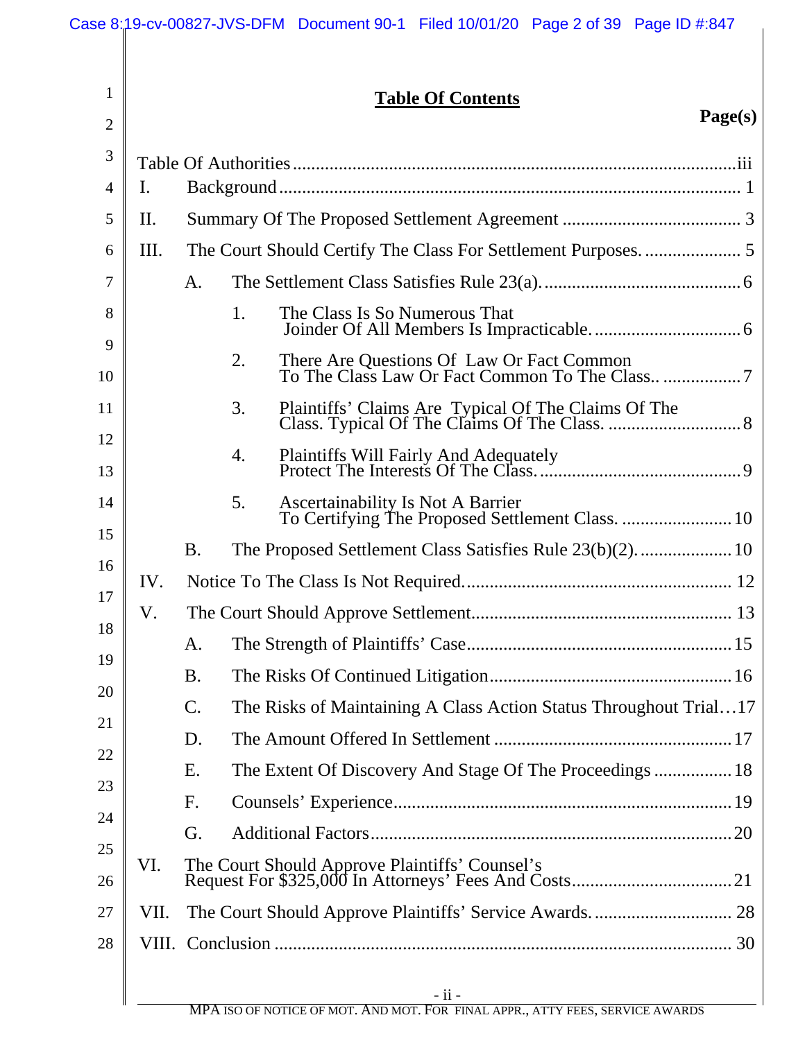# Table Of Contents

**Page(s)**

Table Of Authorities .......... iii

I. Background .......... 1

II. Summary Of The Proposed Settlement Agreement .......... 3

III. The Court Should Certify The Class For Settlement Purposes. .......... 5

   A. The Settlement Class Satisfies Rule 23(a). .......... 6

      1. The Class Is So Numerous That Joinder Of All Members Is Impracticable. .......... 6

      2. There Are Questions Of Law Or Fact Common To The Class Law Or Fact Common To The Class.. .......... 7

      3. Plaintiffs' Claims Are Typical Of The Claims Of The Class. Typical Of The Claims Of The Class. .......... 8

      4. Plaintiffs Will Fairly And Adequately Protect The Interests Of The Class. .......... 9

      5. Ascertainability Is Not A Barrier To Certifying The Proposed Settlement Class. .......... 10

   B. The Proposed Settlement Class Satisfies Rule 23(b)(2). .......... 10

IV. Notice To The Class Is Not Required. .......... 12

V. The Court Should Approve Settlement .......... 13

   A. The Strength of Plaintiffs' Case .......... 15

   B. The Risks Of Continued Litigation .......... 16

   C. The Risks of Maintaining A Class Action Status Throughout Trial .......... 17

   D. The Amount Offered In Settlement .......... 17

   E. The Extent Of Discovery And Stage Of The Proceedings .......... 18

   F. Counsels' Experience .......... 19

   G. Additional Factors .......... 20

VI. The Court Should Approve Plaintiffs' Counsel's Request For $325,000 In Attorneys' Fees And Costs .......... 21

VII. The Court Should Approve Plaintiffs' Service Awards. .......... 28

VIII. Conclusion .......... 30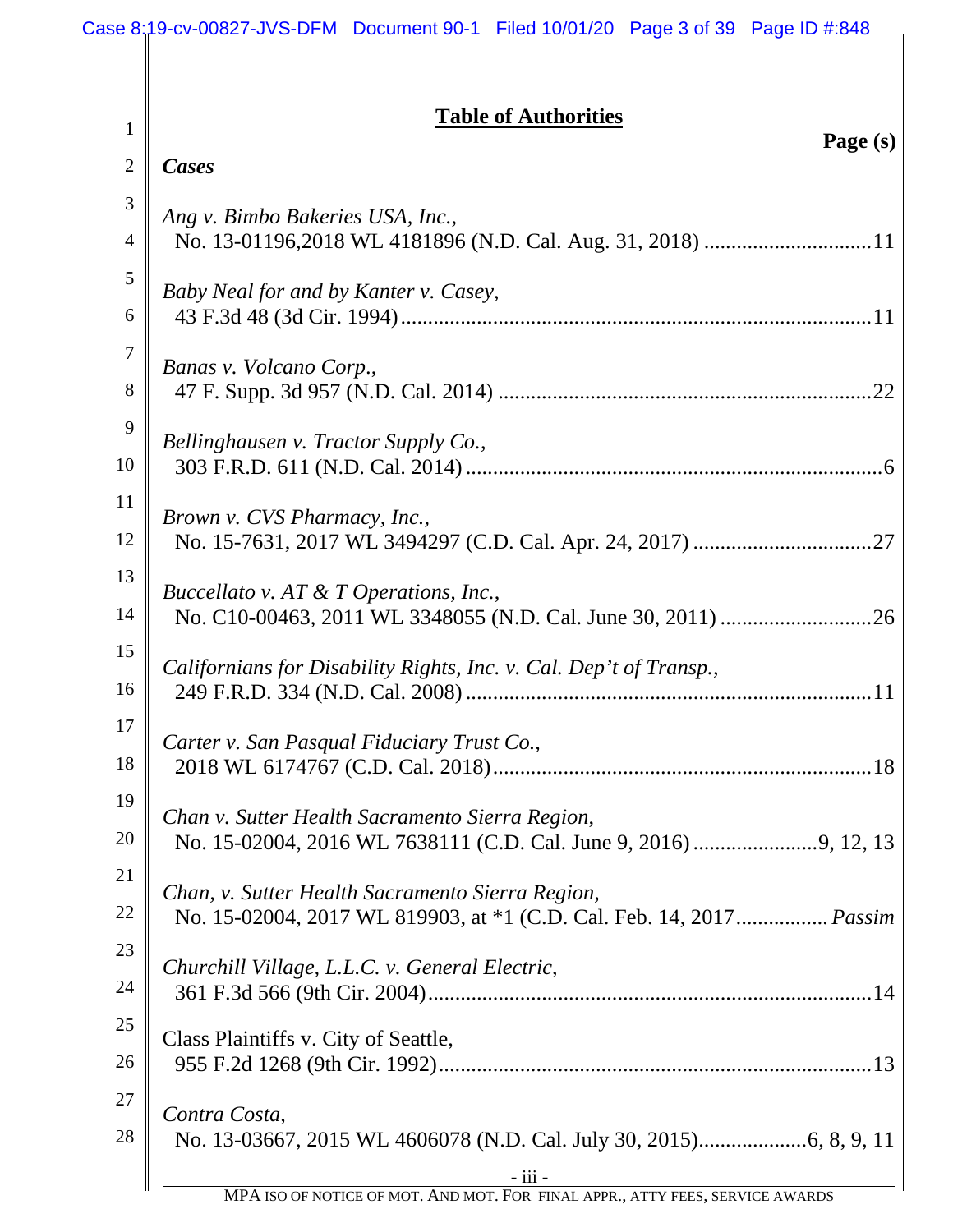# Table of Authorities

**Page (s)**

***Cases***

*Ang v. Bimbo Bakeries USA, Inc.*,
No. 13-01196,2018 WL 4181896 (N.D. Cal. Aug. 31, 2018) ....................11

*Baby Neal for and by Kanter v. Casey*,
43 F.3d 48 (3d Cir. 1994) ....................11

*Banas v. Volcano Corp.*,
47 F. Supp. 3d 957 (N.D. Cal. 2014) ....................22

*Bellinghausen v. Tractor Supply Co.*,
303 F.R.D. 611 (N.D. Cal. 2014) ....................6

*Brown v. CVS Pharmacy, Inc.*,
No. 15-7631, 2017 WL 3494297 (C.D. Cal. Apr. 24, 2017) ....................27

*Buccellato v. AT & T Operations, Inc.*,
No. C10-00463, 2011 WL 3348055 (N.D. Cal. June 30, 2011) ....................26

*Californians for Disability Rights, Inc. v. Cal. Dep't of Transp.*,
249 F.R.D. 334 (N.D. Cal. 2008) ....................11

*Carter v. San Pasqual Fiduciary Trust Co.*,
2018 WL 6174767 (C.D. Cal. 2018) ....................18

*Chan v. Sutter Health Sacramento Sierra Region*,
No. 15-02004, 2016 WL 7638111 (C.D. Cal. June 9, 2016) ....................9, 12, 13

*Chan, v. Sutter Health Sacramento Sierra Region,*
No. 15-02004, 2017 WL 819903, at *1 (C.D. Cal. Feb. 14, 2017 .................... *Passim*

*Churchill Village, L.L.C. v. General Electric*,
361 F.3d 566 (9th Cir. 2004) ....................14

Class Plaintiffs v. City of Seattle,
955 F.2d 1268 (9th Cir. 1992) ....................13

*Contra Costa*,
No. 13-03667, 2015 WL 4606078 (N.D. Cal. July 30, 2015) ....................6, 8, 9, 11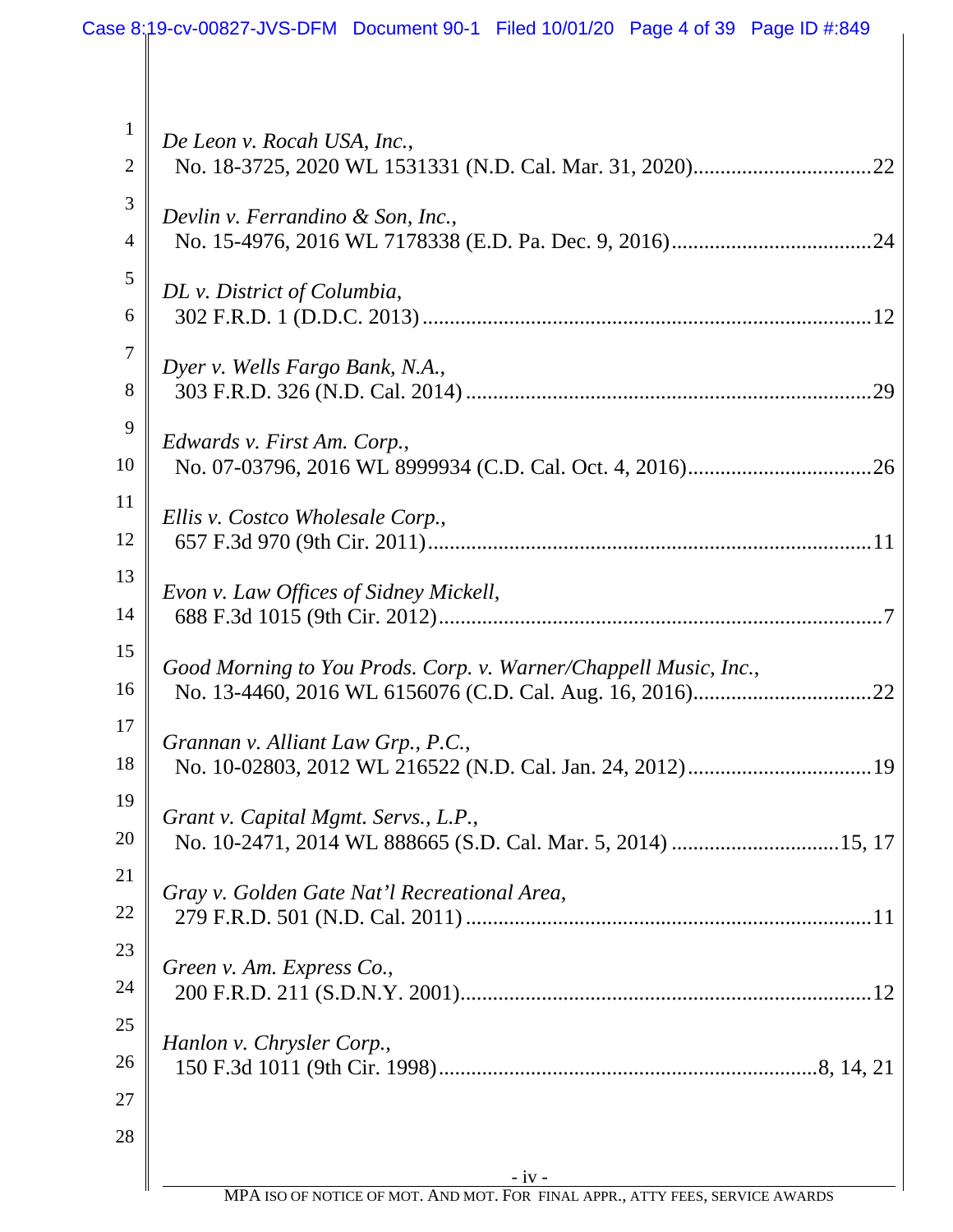*De Leon v. Rocah USA, Inc.*,
No. 18-3725, 2020 WL 1531331 (N.D. Cal. Mar. 31, 2020)................................22

*Devlin v. Ferrandino & Son, Inc.*,
No. 15-4976, 2016 WL 7178338 (E.D. Pa. Dec. 9, 2016)....................................24

*DL v. District of Columbia*,
302 F.R.D. 1 (D.D.C. 2013).................................................................................12

*Dyer v. Wells Fargo Bank, N.A.*,
303 F.R.D. 326 (N.D. Cal. 2014)..........................................................................29

*Edwards v. First Am. Corp.*,
No. 07-03796, 2016 WL 8999934 (C.D. Cal. Oct. 4, 2016).................................26

*Ellis v. Costco Wholesale Corp.*,
657 F.3d 970 (9th Cir. 2011)................................................................................11

*Evon v. Law Offices of Sidney Mickell*,
688 F.3d 1015 (9th Cir. 2012)................................................................................7

*Good Morning to You Prods. Corp. v. Warner/Chappell Music, Inc.*,
No. 13-4460, 2016 WL 6156076 (C.D. Cal. Aug. 16, 2016)................................22

*Grannan v. Alliant Law Grp., P.C.*,
No. 10-02803, 2012 WL 216522 (N.D. Cal. Jan. 24, 2012).................................19

*Grant v. Capital Mgmt. Servs., L.P.*,
No. 10-2471, 2014 WL 888665 (S.D. Cal. Mar. 5, 2014)..............................15, 17

*Gray v. Golden Gate Nat'l Recreational Area*,
279 F.R.D. 501 (N.D. Cal. 2011)..........................................................................11

*Green v. Am. Express Co.*,
200 F.R.D. 211 (S.D.N.Y. 2001)...........................................................................12

*Hanlon v. Chrysler Corp.*,
150 F.3d 1011 (9th Cir. 1998)....................................................................8, 14, 21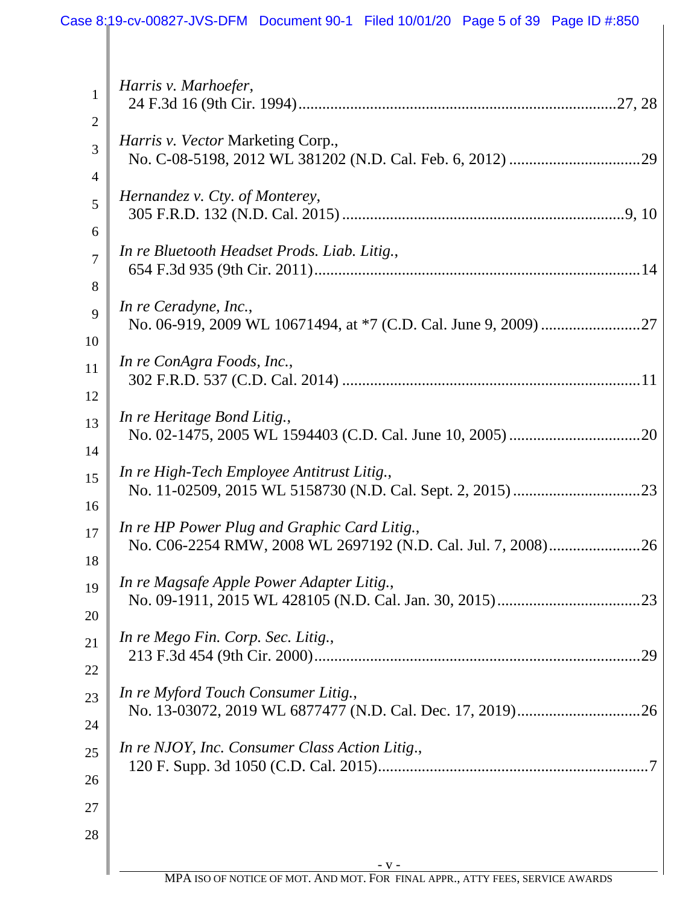*Harris v. Marhoefer*,
24 F.3d 16 (9th Cir. 1994) ............................................................ 27, 28

*Harris v. Vector* Marketing Corp.,
No. C-08-5198, 2012 WL 381202 (N.D. Cal. Feb. 6, 2012) ................................ 29

*Hernandez v. Cty. of Monterey*,
305 F.R.D. 132 (N.D. Cal. 2015) ...................................................... 9, 10

*In re Bluetooth Headset Prods. Liab. Litig.*,
654 F.3d 935 (9th Cir. 2011) ............................................................ 14

*In re Ceradyne, Inc.*,
No. 06-919, 2009 WL 10671494, at *7 (C.D. Cal. June 9, 2009) ........................ 27

*In re ConAgra Foods, Inc.*,
302 F.R.D. 537 (C.D. Cal. 2014) ........................................................ 11

*In re Heritage Bond Litig.*,
No. 02-1475, 2005 WL 1594403 (C.D. Cal. June 10, 2005) ................................ 20

*In re High-Tech Employee Antitrust Litig.*,
No. 11-02509, 2015 WL 5158730 (N.D. Cal. Sept. 2, 2015) ................................ 23

*In re HP Power Plug and Graphic Card Litig.*,
No. C06-2254 RMW, 2008 WL 2697192 (N.D. Cal. Jul. 7, 2008) ........................ 26

*In re Magsafe Apple Power Adapter Litig.*,
No. 09-1911, 2015 WL 428105 (N.D. Cal. Jan. 30, 2015) ................................ 23

*In re Mego Fin. Corp. Sec. Litig.*,
213 F.3d 454 (9th Cir. 2000) ............................................................ 29

*In re Myford Touch Consumer Litig.*,
No. 13-03072, 2019 WL 6877477 (N.D. Cal. Dec. 17, 2019) ................................ 26

*In re NJOY, Inc. Consumer Class Action Litig.*,
120 F. Supp. 3d 1050 (C.D. Cal. 2015) .................................................. 7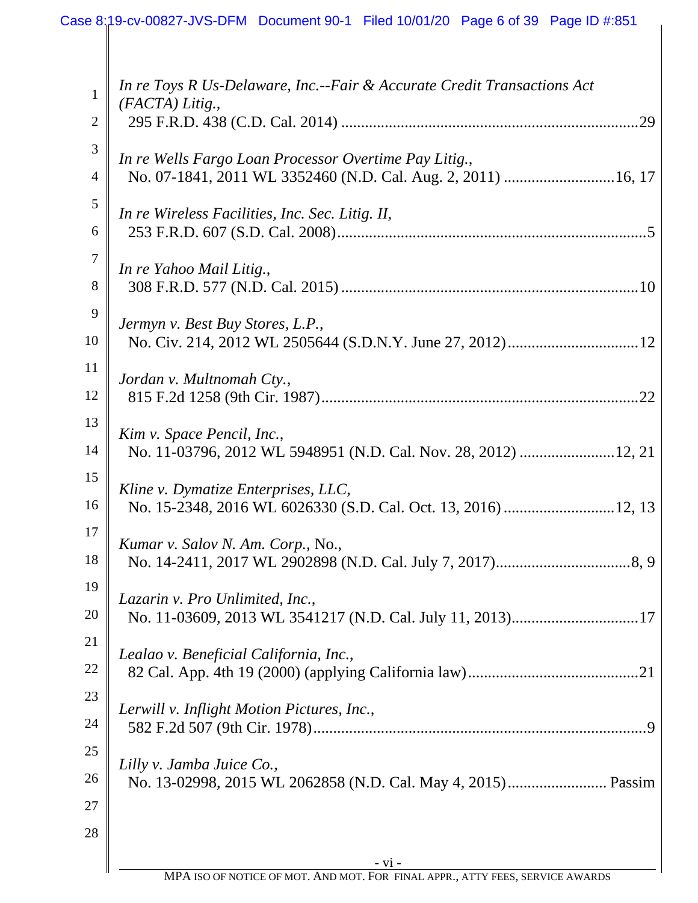*In re Toys R Us-Delaware, Inc.--Fair & Accurate Credit Transactions Act (FACTA) Litig.*,
295 F.R.D. 438 (C.D. Cal. 2014) ..........29

*In re Wells Fargo Loan Processor Overtime Pay Litig.*,
No. 07-1841, 2011 WL 3352460 (N.D. Cal. Aug. 2, 2011) ..........16, 17

*In re Wireless Facilities, Inc. Sec. Litig. II*,
253 F.R.D. 607 (S.D. Cal. 2008)..........5

*In re Yahoo Mail Litig.*,
308 F.R.D. 577 (N.D. Cal. 2015) ..........10

*Jermyn v. Best Buy Stores, L.P.*,
No. Civ. 214, 2012 WL 2505644 (S.D.N.Y. June 27, 2012)..........12

*Jordan v. Multnomah Cty.*,
815 F.2d 1258 (9th Cir. 1987)..........22

*Kim v. Space Pencil, Inc.*,
No. 11-03796, 2012 WL 5948951 (N.D. Cal. Nov. 28, 2012) ..........12, 21

*Kline v. Dymatize Enterprises, LLC*,
No. 15-2348, 2016 WL 6026330 (S.D. Cal. Oct. 13, 2016) ..........12, 13

*Kumar v. Salov N. Am. Corp.*, No.,
No. 14-2411, 2017 WL 2902898 (N.D. Cal. July 7, 2017)..........8, 9

*Lazarin v. Pro Unlimited, Inc.*,
No. 11-03609, 2013 WL 3541217 (N.D. Cal. July 11, 2013)..........17

*Lealao v. Beneficial California, Inc.*,
82 Cal. App. 4th 19 (2000) (applying California law)..........21

*Lerwill v. Inflight Motion Pictures, Inc.*,
582 F.2d 507 (9th Cir. 1978)..........9

*Lilly v. Jamba Juice Co.*,
No. 13-02998, 2015 WL 2062858 (N.D. Cal. May 4, 2015).......... Passim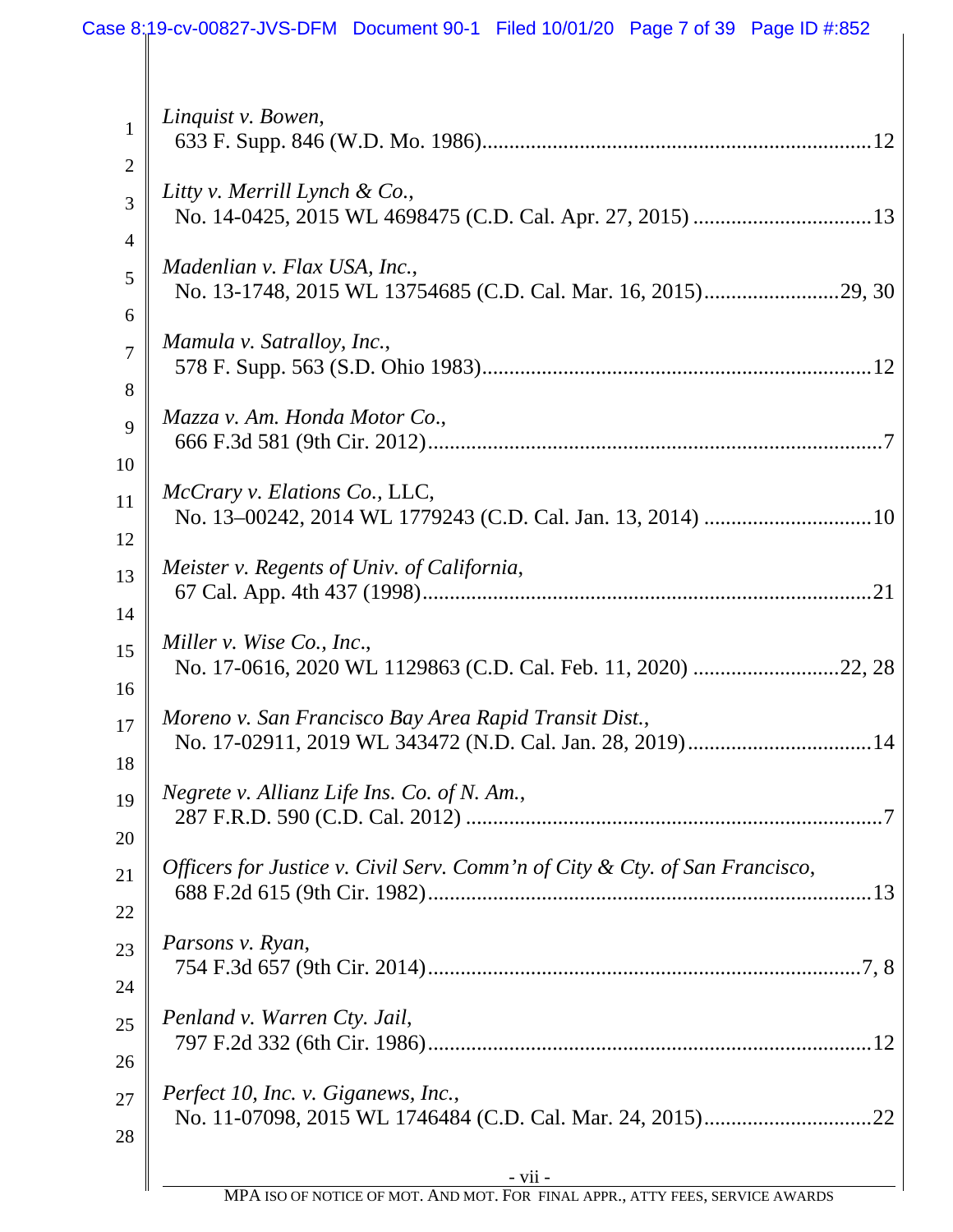*Linquist v. Bowen*,
633 F. Supp. 846 (W.D. Mo. 1986) .......................................................................12

*Litty v. Merrill Lynch & Co.*,
No. 14-0425, 2015 WL 4698475 (C.D. Cal. Apr. 27, 2015) .................................13

*Madenlian v. Flax USA, Inc.*,
No. 13-1748, 2015 WL 13754685 (C.D. Cal. Mar. 16, 2015) .........................29, 30

*Mamula v. Satralloy, Inc.*,
578 F. Supp. 563 (S.D. Ohio 1983) .......................................................................12

*Mazza v. Am. Honda Motor Co.*,
666 F.3d 581 (9th Cir. 2012) ....................................................................................7

*McCrary v. Elations Co.*, LLC,
No. 13–00242, 2014 WL 1779243 (C.D. Cal. Jan. 13, 2014) ...............................10

*Meister v. Regents of Univ. of California*,
67 Cal. App. 4th 437 (1998) ...................................................................................21

*Miller v. Wise Co., Inc.*,
No. 17-0616, 2020 WL 1129863 (C.D. Cal. Feb. 11, 2020) ...........................22, 28

*Moreno v. San Francisco Bay Area Rapid Transit Dist.*,
No. 17-02911, 2019 WL 343472 (N.D. Cal. Jan. 28, 2019) ..................................14

*Negrete v. Allianz Life Ins. Co. of N. Am.*,
287 F.R.D. 590 (C.D. Cal. 2012) ............................................................................7

*Officers for Justice v. Civil Serv. Comm'n of City & Cty. of San Francisco*,
688 F.2d 615 (9th Cir. 1982) ..................................................................................13

*Parsons v. Ryan*,
754 F.3d 657 (9th Cir. 2014) ................................................................................7, 8

*Penland v. Warren Cty. Jail*,
797 F.2d 332 (6th Cir. 1986) ..................................................................................12

*Perfect 10, Inc. v. Giganews, Inc.*,
No. 11-07098, 2015 WL 1746484 (C.D. Cal. Mar. 24, 2015) ...............................22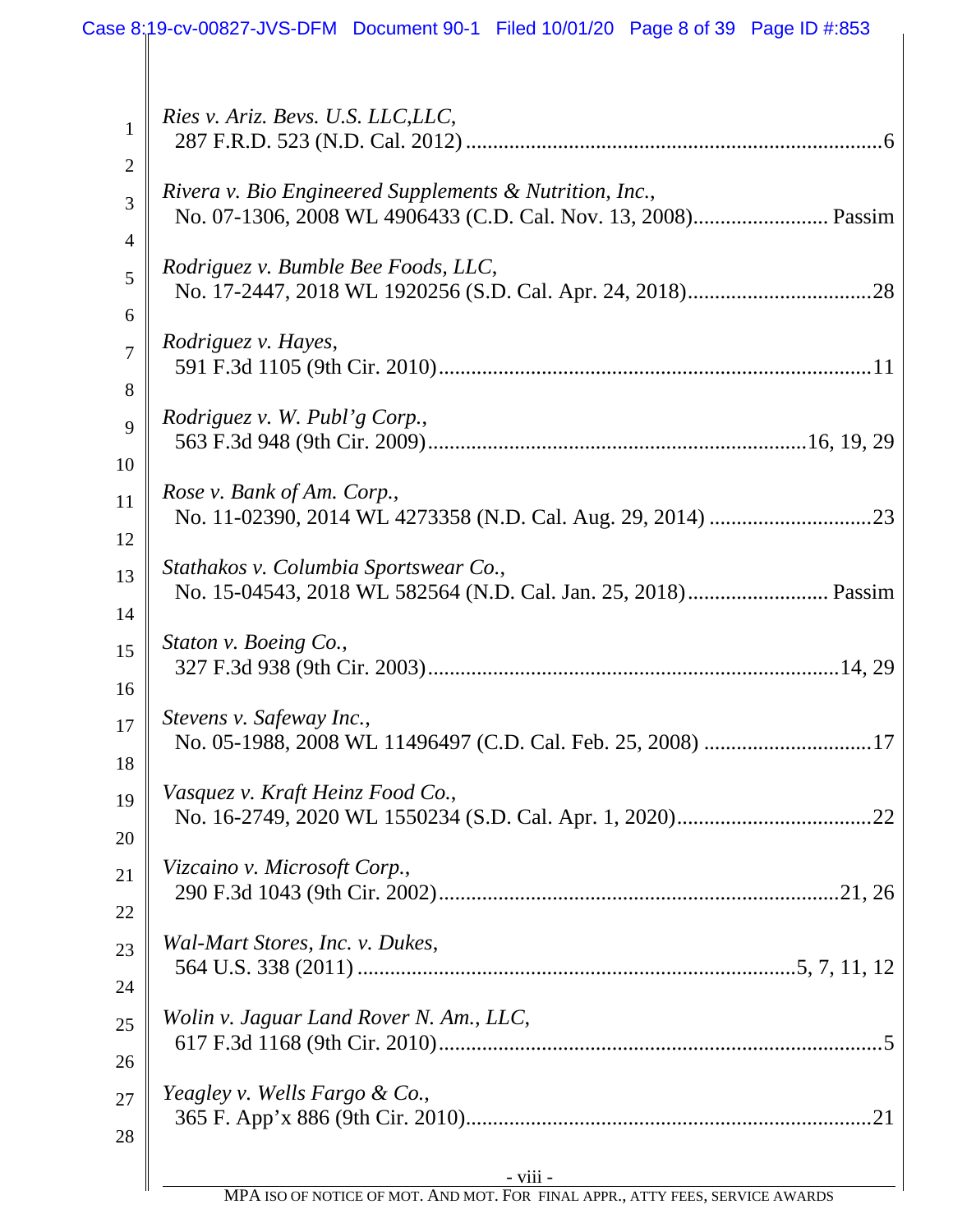*Ries v. Ariz. Bevs. U.S. LLC,LLC*,
287 F.R.D. 523 (N.D. Cal. 2012) ........................................................................... 6

*Rivera v. Bio Engineered Supplements & Nutrition, Inc.*,
No. 07-1306, 2008 WL 4906433 (C.D. Cal. Nov. 13, 2008)......................... Passim

*Rodriguez v. Bumble Bee Foods, LLC*,
No. 17-2447, 2018 WL 1920256 (S.D. Cal. Apr. 24, 2018).................................. 28

*Rodriguez v. Hayes*,
591 F.3d 1105 (9th Cir. 2010)................................................................................ 11

*Rodriguez v. W. Publ'g Corp.*,
563 F.3d 948 (9th Cir. 2009)...................................................................... 16, 19, 29

*Rose v. Bank of Am. Corp.*,
No. 11-02390, 2014 WL 4273358 (N.D. Cal. Aug. 29, 2014) ............................. 23

*Stathakos v. Columbia Sportswear Co.*,
No. 15-04543, 2018 WL 582564 (N.D. Cal. Jan. 25, 2018).......................... Passim

*Staton v. Boeing Co.*,
327 F.3d 938 (9th Cir. 2003).......................................................................... 14, 29

*Stevens v. Safeway Inc.*,
No. 05-1988, 2008 WL 11496497 (C.D. Cal. Feb. 25, 2008) ............................... 17

*Vasquez v. Kraft Heinz Food Co.*,
No. 16-2749, 2020 WL 1550234 (S.D. Cal. Apr. 1, 2020).................................... 22

*Vizcaino v. Microsoft Corp.*,
290 F.3d 1043 (9th Cir. 2002)......................................................................... 21, 26

*Wal-Mart Stores, Inc. v. Dukes*,
564 U.S. 338 (2011) ................................................................................ 5, 7, 11, 12

*Wolin v. Jaguar Land Rover N. Am., LLC*,
617 F.3d 1168 (9th Cir. 2010).................................................................................. 5

*Yeagley v. Wells Fargo & Co.*,
365 F. App'x 886 (9th Cir. 2010)........................................................................... 21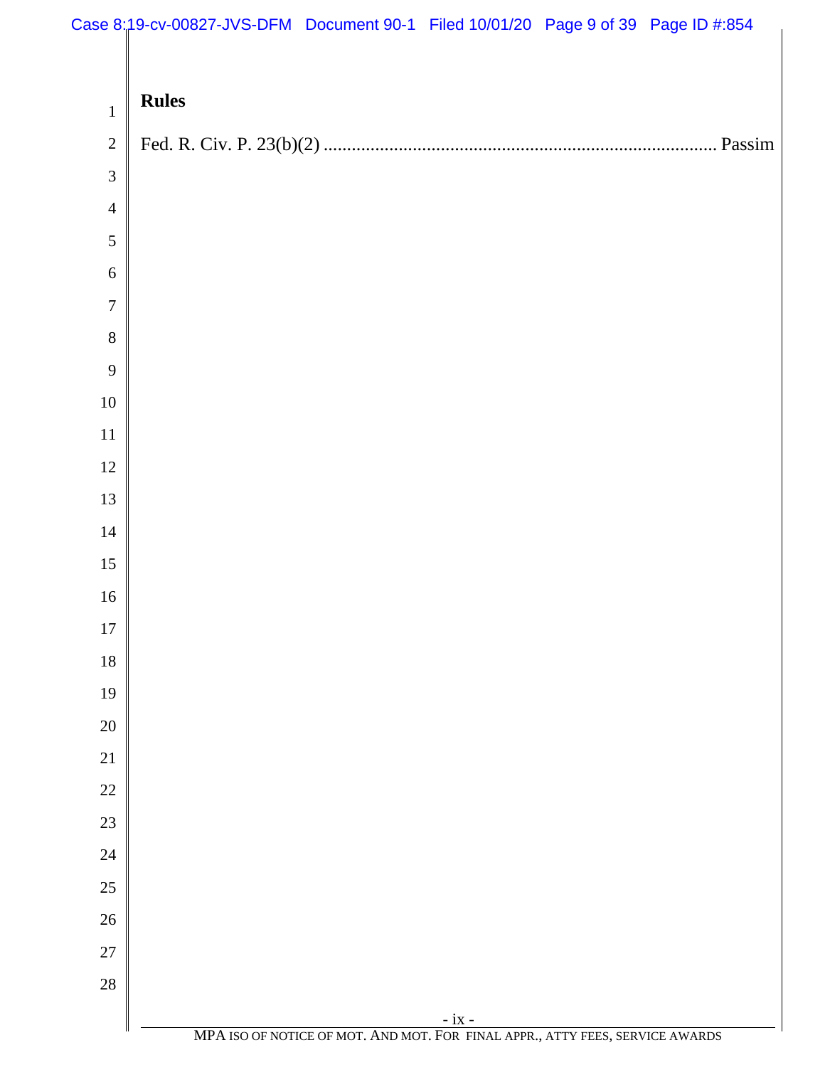**Rules**

Fed. R. Civ. P. 23(b)(2) .................................................................................... Passim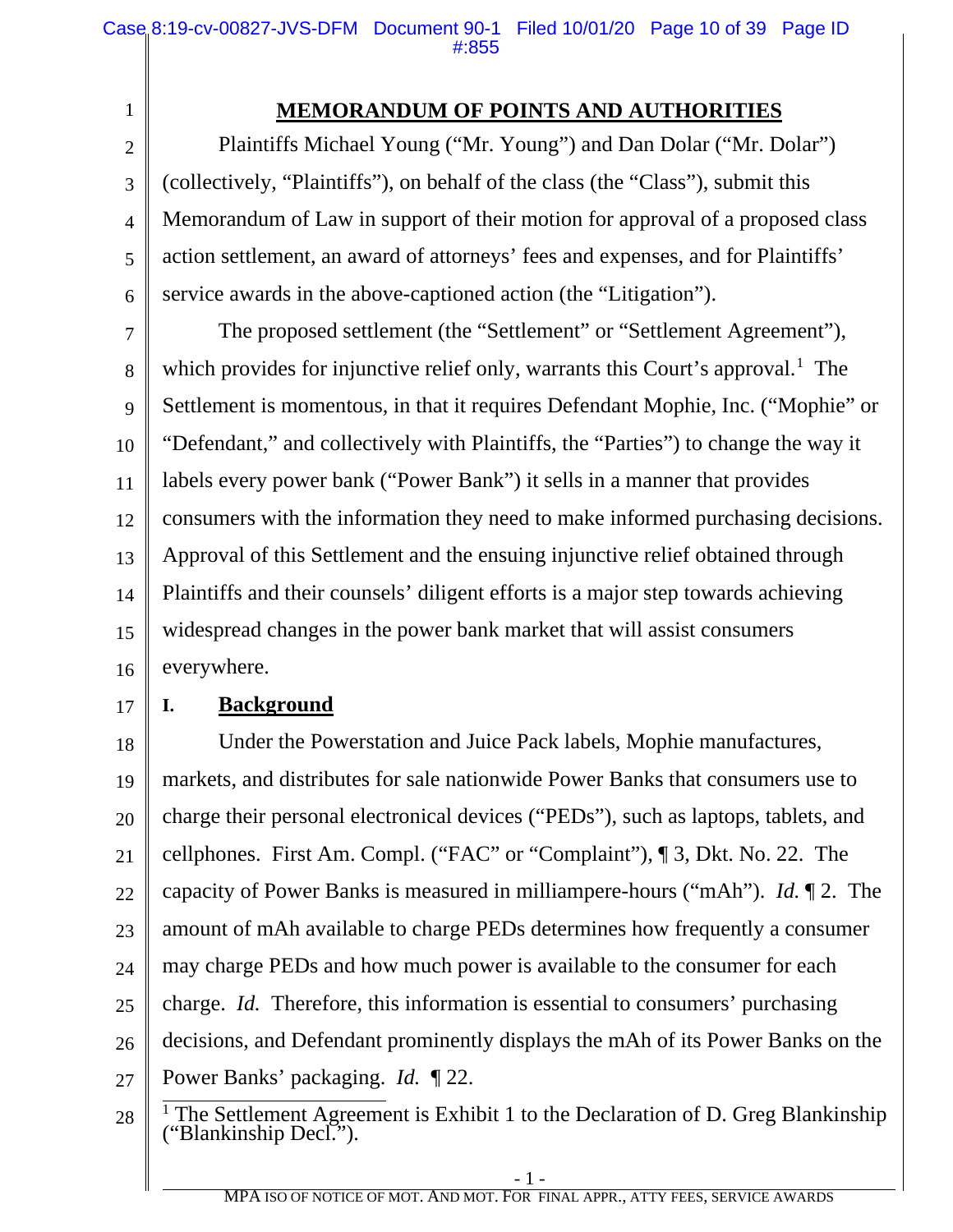## MEMORANDUM OF POINTS AND AUTHORITIES

Plaintiffs Michael Young ("Mr. Young") and Dan Dolar ("Mr. Dolar") (collectively, "Plaintiffs"), on behalf of the class (the "Class"), submit this Memorandum of Law in support of their motion for approval of a proposed class action settlement, an award of attorneys' fees and expenses, and for Plaintiffs' service awards in the above-captioned action (the "Litigation").

The proposed settlement (the "Settlement" or "Settlement Agreement"), which provides for injunctive relief only, warrants this Court's approval.[1] The Settlement is momentous, in that it requires Defendant Mophie, Inc. ("Mophie" or "Defendant," and collectively with Plaintiffs, the "Parties") to change the way it labels every power bank ("Power Bank") it sells in a manner that provides consumers with the information they need to make informed purchasing decisions. Approval of this Settlement and the ensuing injunctive relief obtained through Plaintiffs and their counsels' diligent efforts is a major step towards achieving widespread changes in the power bank market that will assist consumers everywhere.

### I. Background

Under the Powerstation and Juice Pack labels, Mophie manufactures, markets, and distributes for sale nationwide Power Banks that consumers use to charge their personal electronical devices ("PEDs"), such as laptops, tablets, and cellphones. First Am. Compl. ("FAC" or "Complaint"), ¶ 3, Dkt. No. 22. The capacity of Power Banks is measured in milliampere-hours ("mAh"). *Id.* ¶ 2. The amount of mAh available to charge PEDs determines how frequently a consumer may charge PEDs and how much power is available to the consumer for each charge. *Id.* Therefore, this information is essential to consumers' purchasing decisions, and Defendant prominently displays the mAh of its Power Banks on the Power Banks' packaging. *Id.* ¶ 22.

[1] The Settlement Agreement is Exhibit 1 to the Declaration of D. Greg Blankinship ("Blankinship Decl.").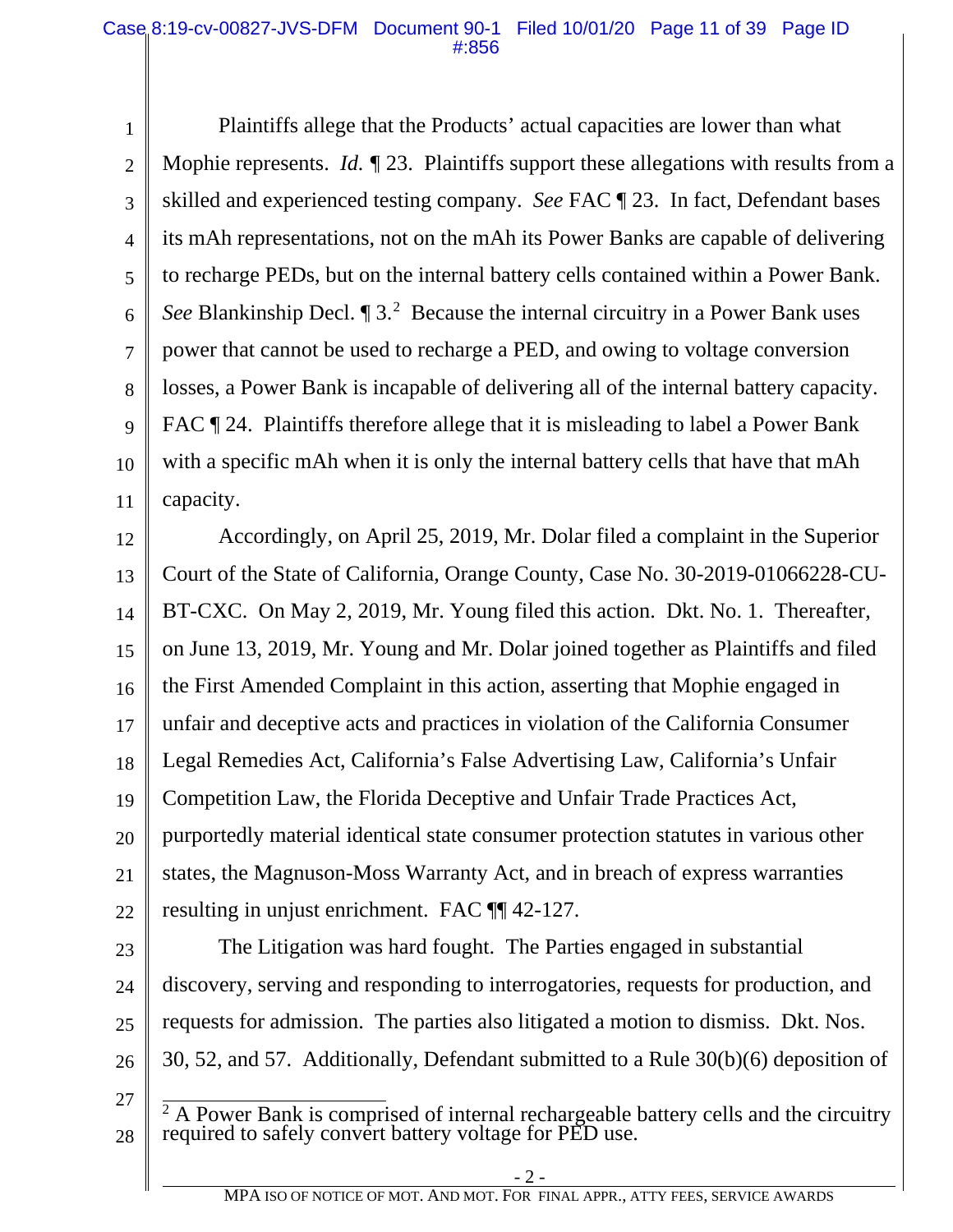Plaintiffs allege that the Products' actual capacities are lower than what Mophie represents. *Id.* ¶ 23. Plaintiffs support these allegations with results from a skilled and experienced testing company. *See* FAC ¶ 23. In fact, Defendant bases its mAh representations, not on the mAh its Power Banks are capable of delivering to recharge PEDs, but on the internal battery cells contained within a Power Bank. *See* Blankinship Decl. ¶ 3.[2] Because the internal circuitry in a Power Bank uses power that cannot be used to recharge a PED, and owing to voltage conversion losses, a Power Bank is incapable of delivering all of the internal battery capacity. FAC ¶ 24. Plaintiffs therefore allege that it is misleading to label a Power Bank with a specific mAh when it is only the internal battery cells that have that mAh capacity.

Accordingly, on April 25, 2019, Mr. Dolar filed a complaint in the Superior Court of the State of California, Orange County, Case No. 30-2019-01066228-CU-BT-CXC. On May 2, 2019, Mr. Young filed this action. Dkt. No. 1. Thereafter, on June 13, 2019, Mr. Young and Mr. Dolar joined together as Plaintiffs and filed the First Amended Complaint in this action, asserting that Mophie engaged in unfair and deceptive acts and practices in violation of the California Consumer Legal Remedies Act, California's False Advertising Law, California's Unfair Competition Law, the Florida Deceptive and Unfair Trade Practices Act, purportedly material identical state consumer protection statutes in various other states, the Magnuson-Moss Warranty Act, and in breach of express warranties resulting in unjust enrichment. FAC ¶¶ 42-127.

The Litigation was hard fought. The Parties engaged in substantial discovery, serving and responding to interrogatories, requests for production, and requests for admission. The parties also litigated a motion to dismiss. Dkt. Nos. 30, 52, and 57. Additionally, Defendant submitted to a Rule 30(b)(6) deposition of

---

[2] A Power Bank is comprised of internal rechargeable battery cells and the circuitry required to safely convert battery voltage for PED use.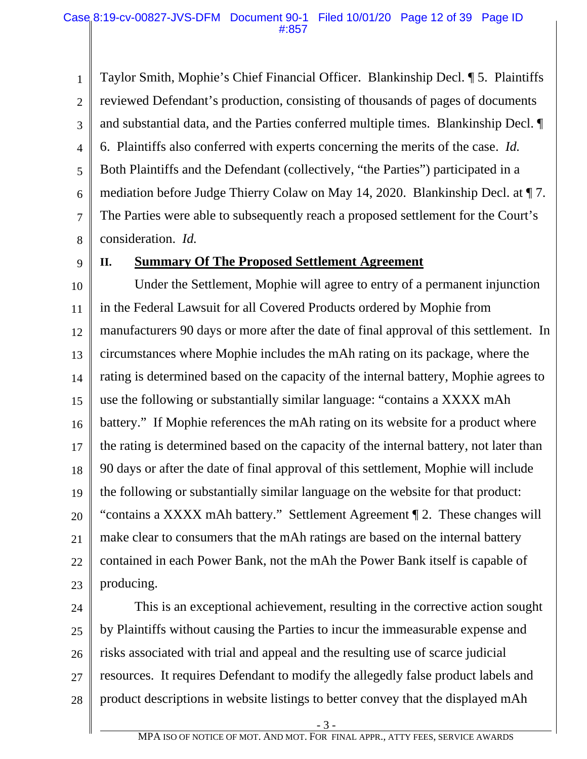Taylor Smith, Mophie's Chief Financial Officer. Blankinship Decl. ¶ 5. Plaintiffs reviewed Defendant's production, consisting of thousands of pages of documents and substantial data, and the Parties conferred multiple times. Blankinship Decl. ¶ 6. Plaintiffs also conferred with experts concerning the merits of the case. *Id.* Both Plaintiffs and the Defendant (collectively, "the Parties") participated in a mediation before Judge Thierry Colaw on May 14, 2020. Blankinship Decl. at ¶ 7. The Parties were able to subsequently reach a proposed settlement for the Court's consideration. *Id.*

## II. Summary Of The Proposed Settlement Agreement

Under the Settlement, Mophie will agree to entry of a permanent injunction in the Federal Lawsuit for all Covered Products ordered by Mophie from manufacturers 90 days or more after the date of final approval of this settlement. In circumstances where Mophie includes the mAh rating on its package, where the rating is determined based on the capacity of the internal battery, Mophie agrees to use the following or substantially similar language: "contains a XXXX mAh battery." If Mophie references the mAh rating on its website for a product where the rating is determined based on the capacity of the internal battery, not later than 90 days or after the date of final approval of this settlement, Mophie will include the following or substantially similar language on the website for that product: "contains a XXXX mAh battery." Settlement Agreement ¶ 2. These changes will make clear to consumers that the mAh ratings are based on the internal battery contained in each Power Bank, not the mAh the Power Bank itself is capable of producing.

This is an exceptional achievement, resulting in the corrective action sought by Plaintiffs without causing the Parties to incur the immeasurable expense and risks associated with trial and appeal and the resulting use of scarce judicial resources. It requires Defendant to modify the allegedly false product labels and product descriptions in website listings to better convey that the displayed mAh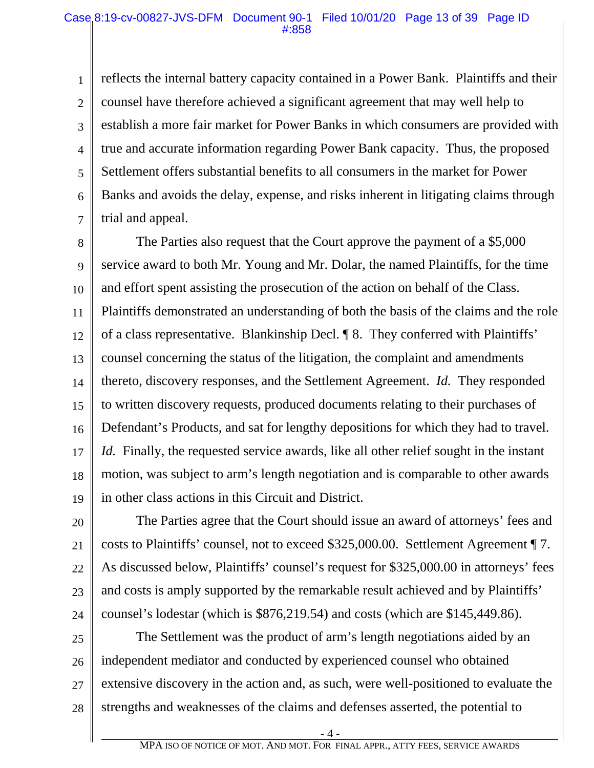reflects the internal battery capacity contained in a Power Bank. Plaintiffs and their counsel have therefore achieved a significant agreement that may well help to establish a more fair market for Power Banks in which consumers are provided with true and accurate information regarding Power Bank capacity. Thus, the proposed Settlement offers substantial benefits to all consumers in the market for Power Banks and avoids the delay, expense, and risks inherent in litigating claims through trial and appeal.

The Parties also request that the Court approve the payment of a $5,000 service award to both Mr. Young and Mr. Dolar, the named Plaintiffs, for the time and effort spent assisting the prosecution of the action on behalf of the Class. Plaintiffs demonstrated an understanding of both the basis of the claims and the role of a class representative. Blankinship Decl. ¶ 8. They conferred with Plaintiffs' counsel concerning the status of the litigation, the complaint and amendments thereto, discovery responses, and the Settlement Agreement. *Id.* They responded to written discovery requests, produced documents relating to their purchases of Defendant's Products, and sat for lengthy depositions for which they had to travel. *Id.* Finally, the requested service awards, like all other relief sought in the instant motion, was subject to arm's length negotiation and is comparable to other awards in other class actions in this Circuit and District.

The Parties agree that the Court should issue an award of attorneys' fees and costs to Plaintiffs' counsel, not to exceed $325,000.00. Settlement Agreement ¶ 7. As discussed below, Plaintiffs' counsel's request for $325,000.00 in attorneys' fees and costs is amply supported by the remarkable result achieved and by Plaintiffs' counsel's lodestar (which is $876,219.54) and costs (which are $145,449.86).

The Settlement was the product of arm's length negotiations aided by an independent mediator and conducted by experienced counsel who obtained extensive discovery in the action and, as such, were well-positioned to evaluate the strengths and weaknesses of the claims and defenses asserted, the potential to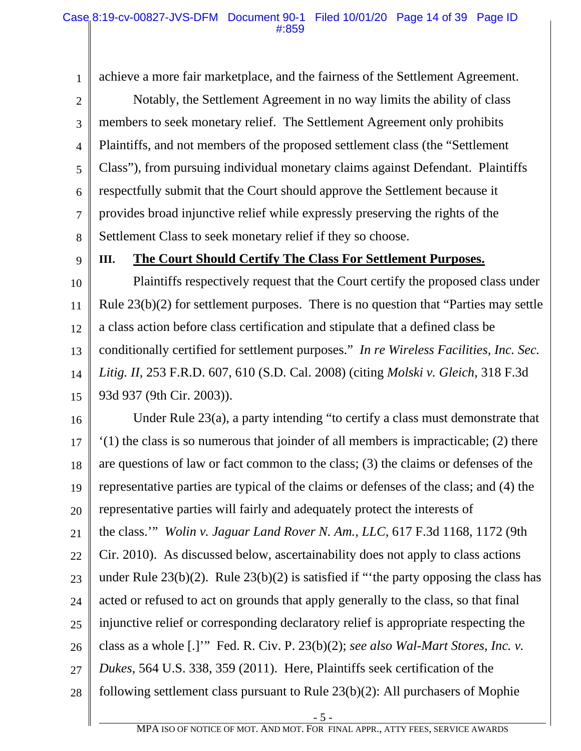achieve a more fair marketplace, and the fairness of the Settlement Agreement.

Notably, the Settlement Agreement in no way limits the ability of class members to seek monetary relief. The Settlement Agreement only prohibits Plaintiffs, and not members of the proposed settlement class (the "Settlement Class"), from pursuing individual monetary claims against Defendant. Plaintiffs respectfully submit that the Court should approve the Settlement because it provides broad injunctive relief while expressly preserving the rights of the Settlement Class to seek monetary relief if they so choose.

## III. The Court Should Certify The Class For Settlement Purposes.

Plaintiffs respectively request that the Court certify the proposed class under Rule 23(b)(2) for settlement purposes. There is no question that "Parties may settle a class action before class certification and stipulate that a defined class be conditionally certified for settlement purposes." *In re Wireless Facilities, Inc. Sec. Litig. II*, 253 F.R.D. 607, 610 (S.D. Cal. 2008) (citing *Molski v. Gleich*, 318 F.3d 93d 937 (9th Cir. 2003)).

Under Rule 23(a), a party intending "to certify a class must demonstrate that '(1) the class is so numerous that joinder of all members is impracticable; (2) there are questions of law or fact common to the class; (3) the claims or defenses of the representative parties are typical of the claims or defenses of the class; and (4) the representative parties will fairly and adequately protect the interests of the class.'" *Wolin v. Jaguar Land Rover N. Am., LLC*, 617 F.3d 1168, 1172 (9th Cir. 2010). As discussed below, ascertainability does not apply to class actions under Rule 23(b)(2). Rule 23(b)(2) is satisfied if "'the party opposing the class has acted or refused to act on grounds that apply generally to the class, so that final injunctive relief or corresponding declaratory relief is appropriate respecting the class as a whole [.]'" Fed. R. Civ. P. 23(b)(2); *see also Wal-Mart Stores, Inc. v. Dukes*, 564 U.S. 338, 359 (2011). Here, Plaintiffs seek certification of the following settlement class pursuant to Rule 23(b)(2): All purchasers of Mophie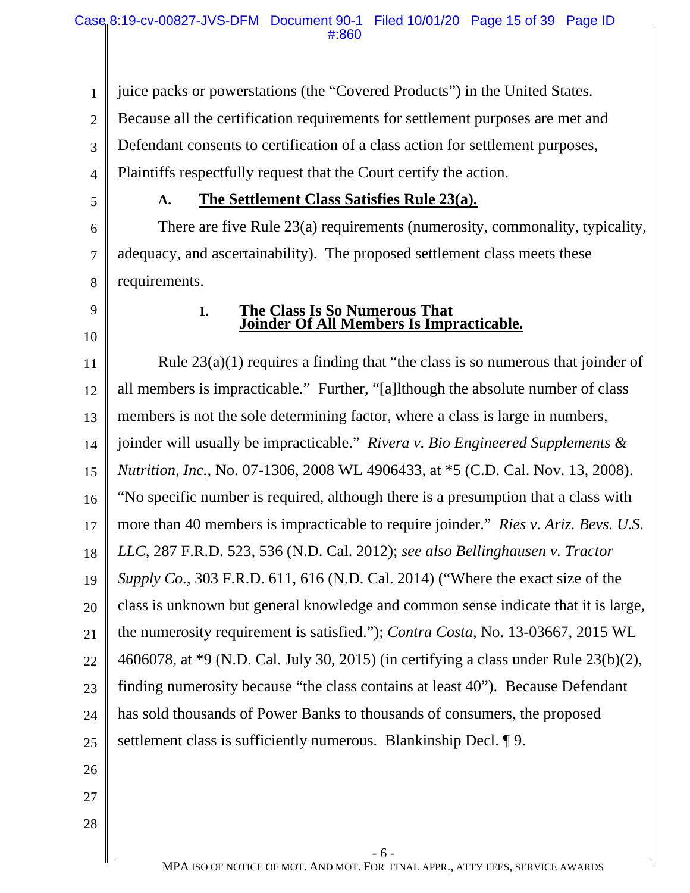juice packs or powerstations (the "Covered Products") in the United States. Because all the certification requirements for settlement purposes are met and Defendant consents to certification of a class action for settlement purposes, Plaintiffs respectfully request that the Court certify the action.

### A. <u>The Settlement Class Satisfies Rule 23(a).</u>

There are five Rule 23(a) requirements (numerosity, commonality, typicality, adequacy, and ascertainability). The proposed settlement class meets these requirements.

#### 1. The Class Is So Numerous That <u>Joinder Of All Members Is Impracticable.</u>

Rule 23(a)(1) requires a finding that "the class is so numerous that joinder of all members is impracticable." Further, "[a]lthough the absolute number of class members is not the sole determining factor, where a class is large in numbers, joinder will usually be impracticable." *Rivera v. Bio Engineered Supplements & Nutrition, Inc.*, No. 07-1306, 2008 WL 4906433, at *5 (C.D. Cal. Nov. 13, 2008). "No specific number is required, although there is a presumption that a class with more than 40 members is impracticable to require joinder." *Ries v. Ariz. Bevs. U.S. LLC*, 287 F.R.D. 523, 536 (N.D. Cal. 2012); *see also Bellinghausen v. Tractor Supply Co.*, 303 F.R.D. 611, 616 (N.D. Cal. 2014) ("Where the exact size of the class is unknown but general knowledge and common sense indicate that it is large, the numerosity requirement is satisfied."); *Contra Costa*, No. 13-03667, 2015 WL 4606078, at *9 (N.D. Cal. July 30, 2015) (in certifying a class under Rule 23(b)(2), finding numerosity because "the class contains at least 40"). Because Defendant has sold thousands of Power Banks to thousands of consumers, the proposed settlement class is sufficiently numerous. Blankinship Decl. ¶ 9.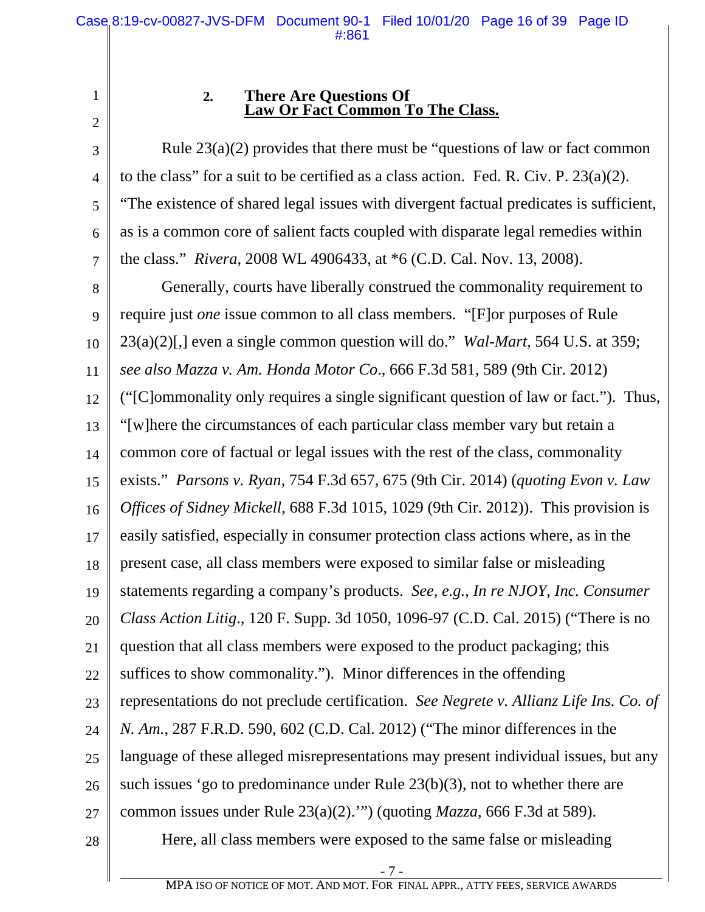### 2. There Are Questions Of Law Or Fact Common To The Class.

Rule 23(a)(2) provides that there must be "questions of law or fact common to the class" for a suit to be certified as a class action. Fed. R. Civ. P. 23(a)(2). "The existence of shared legal issues with divergent factual predicates is sufficient, as is a common core of salient facts coupled with disparate legal remedies within the class." *Rivera*, 2008 WL 4906433, at *6 (C.D. Cal. Nov. 13, 2008).

Generally, courts have liberally construed the commonality requirement to require just *one* issue common to all class members. "[F]or purposes of Rule 23(a)(2)[,] even a single common question will do." *Wal-Mart*, 564 U.S. at 359; *see also Mazza v. Am. Honda Motor Co.*, 666 F.3d 581, 589 (9th Cir. 2012) ("[C]ommonality only requires a single significant question of law or fact."). Thus, "[w]here the circumstances of each particular class member vary but retain a common core of factual or legal issues with the rest of the class, commonality exists." *Parsons v. Ryan*, 754 F.3d 657, 675 (9th Cir. 2014) (*quoting Evon v. Law Offices of Sidney Mickell*, 688 F.3d 1015, 1029 (9th Cir. 2012)). This provision is easily satisfied, especially in consumer protection class actions where, as in the present case, all class members were exposed to similar false or misleading statements regarding a company's products. *See, e.g., In re NJOY, Inc. Consumer Class Action Litig.*, 120 F. Supp. 3d 1050, 1096-97 (C.D. Cal. 2015) ("There is no question that all class members were exposed to the product packaging; this suffices to show commonality."). Minor differences in the offending representations do not preclude certification. *See Negrete v. Allianz Life Ins. Co. of N. Am.*, 287 F.R.D. 590, 602 (C.D. Cal. 2012) ("The minor differences in the language of these alleged misrepresentations may present individual issues, but any such issues 'go to predominance under Rule 23(b)(3), not to whether there are common issues under Rule 23(a)(2).'") (quoting *Mazza*, 666 F.3d at 589).

Here, all class members were exposed to the same false or misleading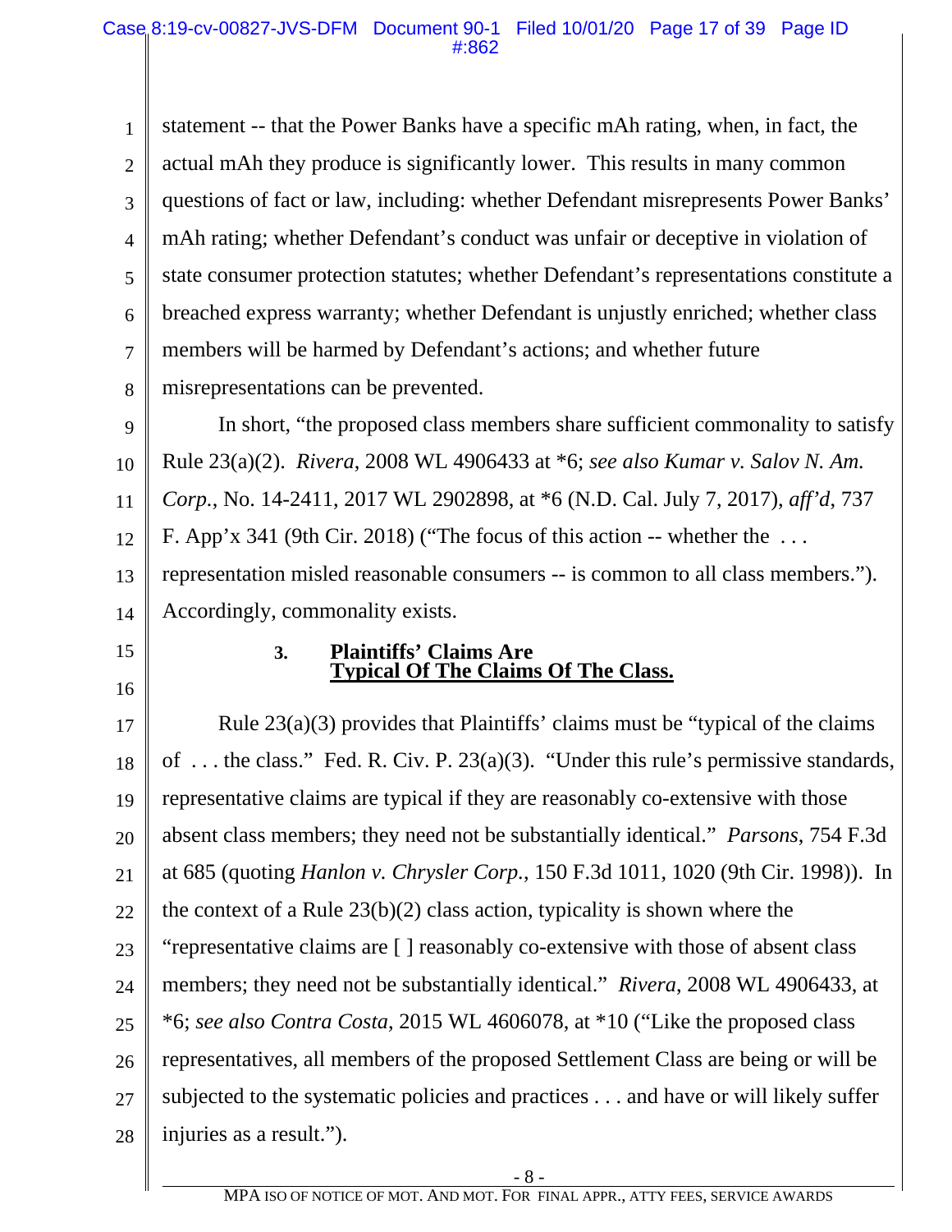statement -- that the Power Banks have a specific mAh rating, when, in fact, the actual mAh they produce is significantly lower. This results in many common questions of fact or law, including: whether Defendant misrepresents Power Banks' mAh rating; whether Defendant's conduct was unfair or deceptive in violation of state consumer protection statutes; whether Defendant's representations constitute a breached express warranty; whether Defendant is unjustly enriched; whether class members will be harmed by Defendant's actions; and whether future misrepresentations can be prevented.

In short, "the proposed class members share sufficient commonality to satisfy Rule 23(a)(2). *Rivera*, 2008 WL 4906433 at *6; *see also Kumar v. Salov N. Am. Corp.*, No. 14-2411, 2017 WL 2902898, at *6 (N.D. Cal. July 7, 2017), *aff'd*, 737 F. App'x 341 (9th Cir. 2018) ("The focus of this action -- whether the . . . representation misled reasonable consumers -- is common to all class members."). Accordingly, commonality exists.

### 3. Plaintiffs' Claims Are <u>Typical Of The Claims Of The Class.</u>

Rule 23(a)(3) provides that Plaintiffs' claims must be "typical of the claims of . . . the class." Fed. R. Civ. P. 23(a)(3). "Under this rule's permissive standards, representative claims are typical if they are reasonably co-extensive with those absent class members; they need not be substantially identical." *Parsons*, 754 F.3d at 685 (quoting *Hanlon v. Chrysler Corp.*, 150 F.3d 1011, 1020 (9th Cir. 1998)). In the context of a Rule 23(b)(2) class action, typicality is shown where the "representative claims are [ ] reasonably co-extensive with those of absent class members; they need not be substantially identical." *Rivera*, 2008 WL 4906433, at *6; *see also Contra Costa*, 2015 WL 4606078, at *10 ("Like the proposed class representatives, all members of the proposed Settlement Class are being or will be subjected to the systematic policies and practices . . . and have or will likely suffer injuries as a result.").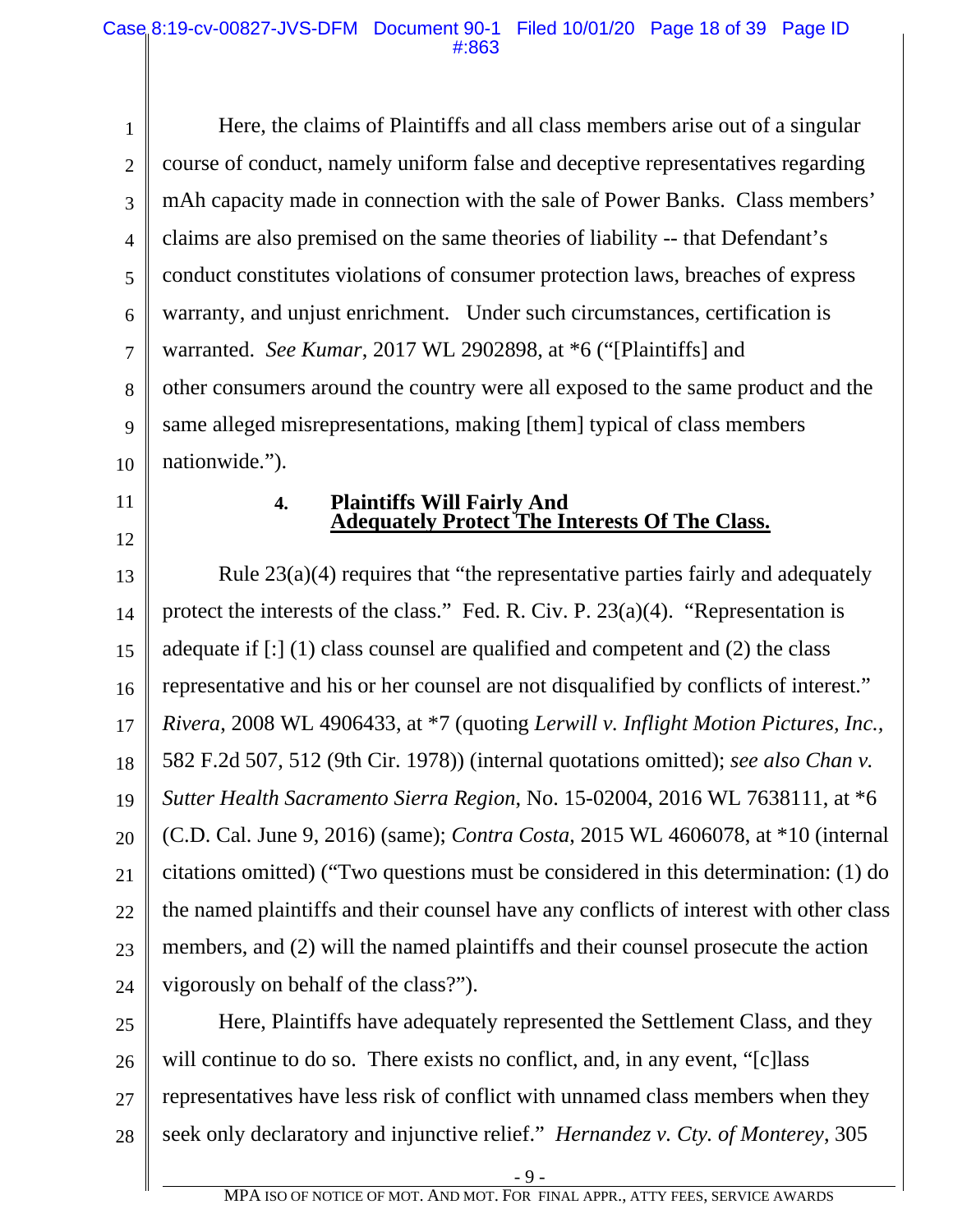Here, the claims of Plaintiffs and all class members arise out of a singular course of conduct, namely uniform false and deceptive representatives regarding mAh capacity made in connection with the sale of Power Banks. Class members' claims are also premised on the same theories of liability -- that Defendant's conduct constitutes violations of consumer protection laws, breaches of express warranty, and unjust enrichment. Under such circumstances, certification is warranted. *See Kumar*, 2017 WL 2902898, at *6 ("[Plaintiffs] and other consumers around the country were all exposed to the same product and the same alleged misrepresentations, making [them] typical of class members nationwide.").

#### 4. Plaintiffs Will Fairly And Adequately Protect The Interests Of The Class.

Rule 23(a)(4) requires that "the representative parties fairly and adequately protect the interests of the class." Fed. R. Civ. P. 23(a)(4). "Representation is adequate if [:] (1) class counsel are qualified and competent and (2) the class representative and his or her counsel are not disqualified by conflicts of interest." *Rivera*, 2008 WL 4906433, at *7 (quoting *Lerwill v. Inflight Motion Pictures, Inc.*, 582 F.2d 507, 512 (9th Cir. 1978)) (internal quotations omitted); *see also Chan v. Sutter Health Sacramento Sierra Region*, No. 15-02004, 2016 WL 7638111, at *6 (C.D. Cal. June 9, 2016) (same); *Contra Costa*, 2015 WL 4606078, at *10 (internal citations omitted) ("Two questions must be considered in this determination: (1) do the named plaintiffs and their counsel have any conflicts of interest with other class members, and (2) will the named plaintiffs and their counsel prosecute the action vigorously on behalf of the class?").

Here, Plaintiffs have adequately represented the Settlement Class, and they will continue to do so. There exists no conflict, and, in any event, "[c]lass representatives have less risk of conflict with unnamed class members when they seek only declaratory and injunctive relief." *Hernandez v. Cty. of Monterey*, 305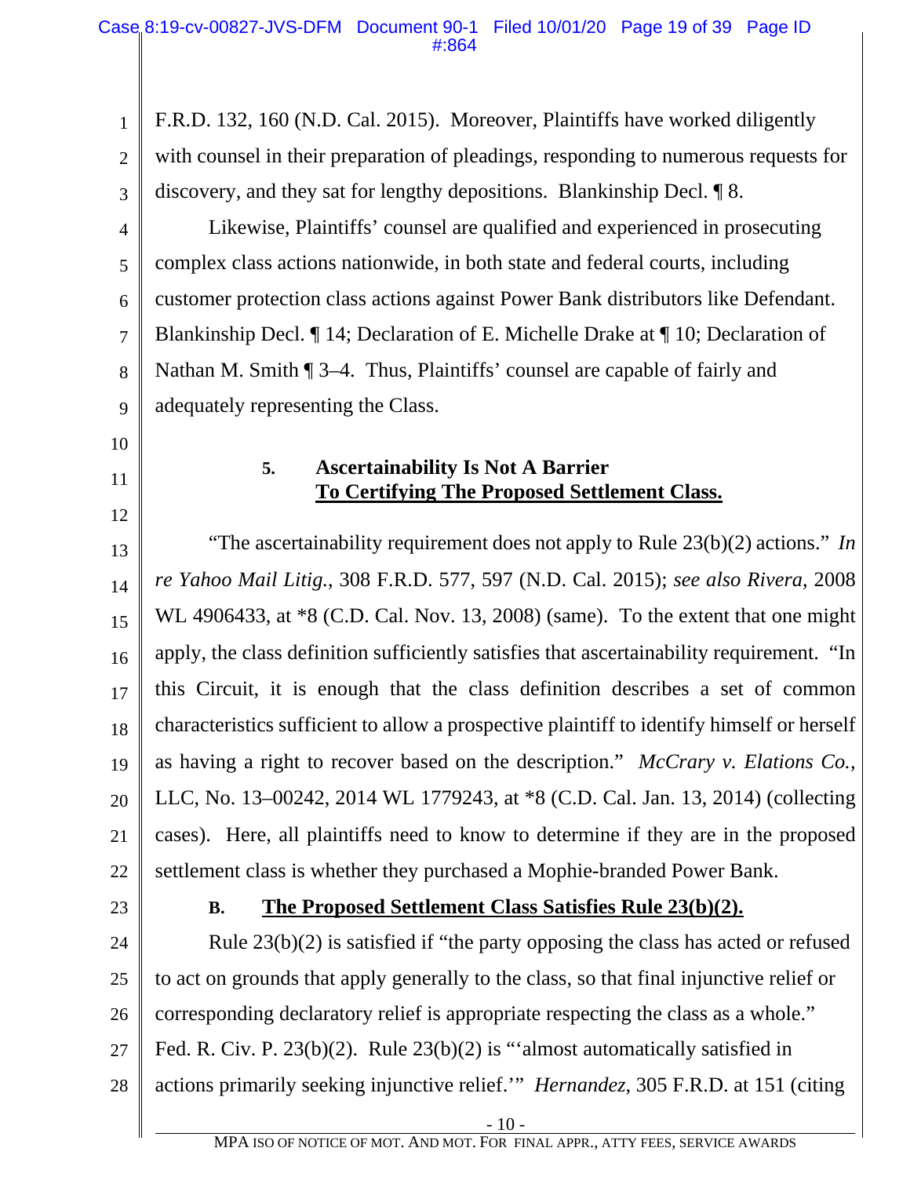F.R.D. 132, 160 (N.D. Cal. 2015). Moreover, Plaintiffs have worked diligently with counsel in their preparation of pleadings, responding to numerous requests for discovery, and they sat for lengthy depositions. Blankinship Decl. ¶ 8.

Likewise, Plaintiffs' counsel are qualified and experienced in prosecuting complex class actions nationwide, in both state and federal courts, including customer protection class actions against Power Bank distributors like Defendant. Blankinship Decl. ¶ 14; Declaration of E. Michelle Drake at ¶ 10; Declaration of Nathan M. Smith ¶ 3–4. Thus, Plaintiffs' counsel are capable of fairly and adequately representing the Class.

#### 5. Ascertainability Is Not A Barrier To Certifying The Proposed Settlement Class.

"The ascertainability requirement does not apply to Rule 23(b)(2) actions." *In re Yahoo Mail Litig.*, 308 F.R.D. 577, 597 (N.D. Cal. 2015); *see also Rivera*, 2008 WL 4906433, at *8 (C.D. Cal. Nov. 13, 2008) (same). To the extent that one might apply, the class definition sufficiently satisfies that ascertainability requirement. "In this Circuit, it is enough that the class definition describes a set of common characteristics sufficient to allow a prospective plaintiff to identify himself or herself as having a right to recover based on the description." *McCrary v. Elations Co.,* LLC, No. 13–00242, 2014 WL 1779243, at *8 (C.D. Cal. Jan. 13, 2014) (collecting cases). Here, all plaintiffs need to know to determine if they are in the proposed settlement class is whether they purchased a Mophie-branded Power Bank.

### B. The Proposed Settlement Class Satisfies Rule 23(b)(2).

Rule 23(b)(2) is satisfied if "the party opposing the class has acted or refused to act on grounds that apply generally to the class, so that final injunctive relief or corresponding declaratory relief is appropriate respecting the class as a whole." Fed. R. Civ. P. 23(b)(2). Rule 23(b)(2) is "'almost automatically satisfied in actions primarily seeking injunctive relief.'" *Hernandez*, 305 F.R.D. at 151 (citing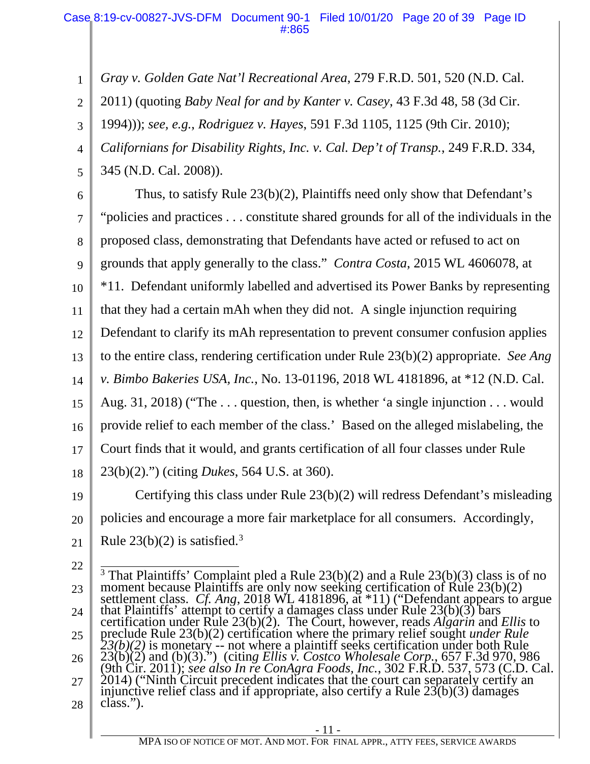*Gray v. Golden Gate Nat'l Recreational Area*, 279 F.R.D. 501, 520 (N.D. Cal. 2011) (quoting *Baby Neal for and by Kanter v. Casey*, 43 F.3d 48, 58 (3d Cir. 1994))); *see, e.g.*, *Rodriguez v. Hayes*, 591 F.3d 1105, 1125 (9th Cir. 2010); *Californians for Disability Rights, Inc. v. Cal. Dep't of Transp.*, 249 F.R.D. 334, 345 (N.D. Cal. 2008)).

Thus, to satisfy Rule 23(b)(2), Plaintiffs need only show that Defendant's "policies and practices . . . constitute shared grounds for all of the individuals in the proposed class, demonstrating that Defendants have acted or refused to act on grounds that apply generally to the class." *Contra Costa*, 2015 WL 4606078, at *11. Defendant uniformly labelled and advertised its Power Banks by representing that they had a certain mAh when they did not. A single injunction requiring Defendant to clarify its mAh representation to prevent consumer confusion applies to the entire class, rendering certification under Rule 23(b)(2) appropriate. *See Ang v. Bimbo Bakeries USA, Inc.*, No. 13-01196, 2018 WL 4181896, at *12 (N.D. Cal. Aug. 31, 2018) ("The . . . question, then, is whether 'a single injunction . . . would provide relief to each member of the class.' Based on the alleged mislabeling, the Court finds that it would, and grants certification of all four classes under Rule 23(b)(2).") (citing *Dukes*, 564 U.S. at 360).

Certifying this class under Rule 23(b)(2) will redress Defendant's misleading policies and encourage a more fair marketplace for all consumers. Accordingly, Rule 23(b)(2) is satisfied.[3]

---

[3] That Plaintiffs' Complaint pled a Rule 23(b)(2) and a Rule 23(b)(3) class is of no moment because Plaintiffs are only now seeking certification of Rule 23(b)(2) settlement class. *Cf. Ang*, 2018 WL 4181896, at *11) ("Defendant appears to argue that Plaintiffs' attempt to certify a damages class under Rule 23(b)(3) bars certification under Rule 23(b)(2). The Court, however, reads *Algarin* and *Ellis* to preclude Rule 23(b)(2) certification where the primary relief sought *under Rule 23(b)(2)* is monetary -- not where a plaintiff seeks certification under both Rule 23(b)(2) and (b)(3).") (citing *Ellis v. Costco Wholesale Corp.*, 657 F.3d 970, 986 (9th Cir. 2011); *see also In re ConAgra Foods, Inc.*, 302 F.R.D. 537, 573 (C.D. Cal. 2014) ("Ninth Circuit precedent indicates that the court can separately certify an injunctive relief class and if appropriate, also certify a Rule 23(b)(3) damages class.").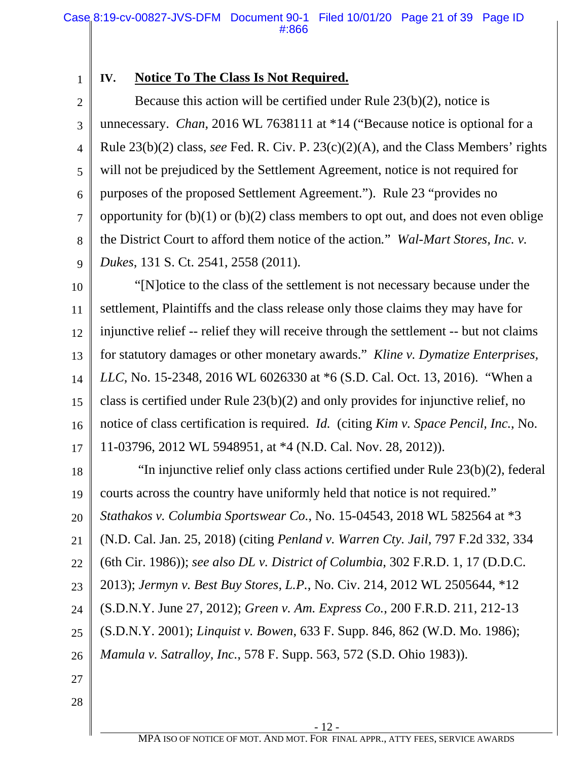## IV. Notice To The Class Is Not Required.

Because this action will be certified under Rule 23(b)(2), notice is unnecessary. *Chan*, 2016 WL 7638111 at *14 ("Because notice is optional for a Rule 23(b)(2) class, *see* Fed. R. Civ. P. 23(c)(2)(A), and the Class Members' rights will not be prejudiced by the Settlement Agreement, notice is not required for purposes of the proposed Settlement Agreement."). Rule 23 "provides no opportunity for (b)(1) or (b)(2) class members to opt out, and does not even oblige the District Court to afford them notice of the action." *Wal-Mart Stores, Inc. v. Dukes*, 131 S. Ct. 2541, 2558 (2011).

"[N]otice to the class of the settlement is not necessary because under the settlement, Plaintiffs and the class release only those claims they may have for injunctive relief -- relief they will receive through the settlement -- but not claims for statutory damages or other monetary awards." *Kline v. Dymatize Enterprises, LLC*, No. 15-2348, 2016 WL 6026330 at *6 (S.D. Cal. Oct. 13, 2016). "When a class is certified under Rule 23(b)(2) and only provides for injunctive relief, no notice of class certification is required. *Id.* (citing *Kim v. Space Pencil, Inc.*, No. 11-03796, 2012 WL 5948951, at *4 (N.D. Cal. Nov. 28, 2012)).

"In injunctive relief only class actions certified under Rule 23(b)(2), federal courts across the country have uniformly held that notice is not required." *Stathakos v. Columbia Sportswear Co.*, No. 15-04543, 2018 WL 582564 at *3 (N.D. Cal. Jan. 25, 2018) (citing *Penland v. Warren Cty. Jail*, 797 F.2d 332, 334 (6th Cir. 1986)); *see also DL v. District of Columbia*, 302 F.R.D. 1, 17 (D.D.C. 2013); *Jermyn v. Best Buy Stores, L.P.*, No. Civ. 214, 2012 WL 2505644, *12 (S.D.N.Y. June 27, 2012); *Green v. Am. Express Co.*, 200 F.R.D. 211, 212-13 (S.D.N.Y. 2001); *Linquist v. Bowen*, 633 F. Supp. 846, 862 (W.D. Mo. 1986); *Mamula v. Satralloy, Inc.*, 578 F. Supp. 563, 572 (S.D. Ohio 1983)).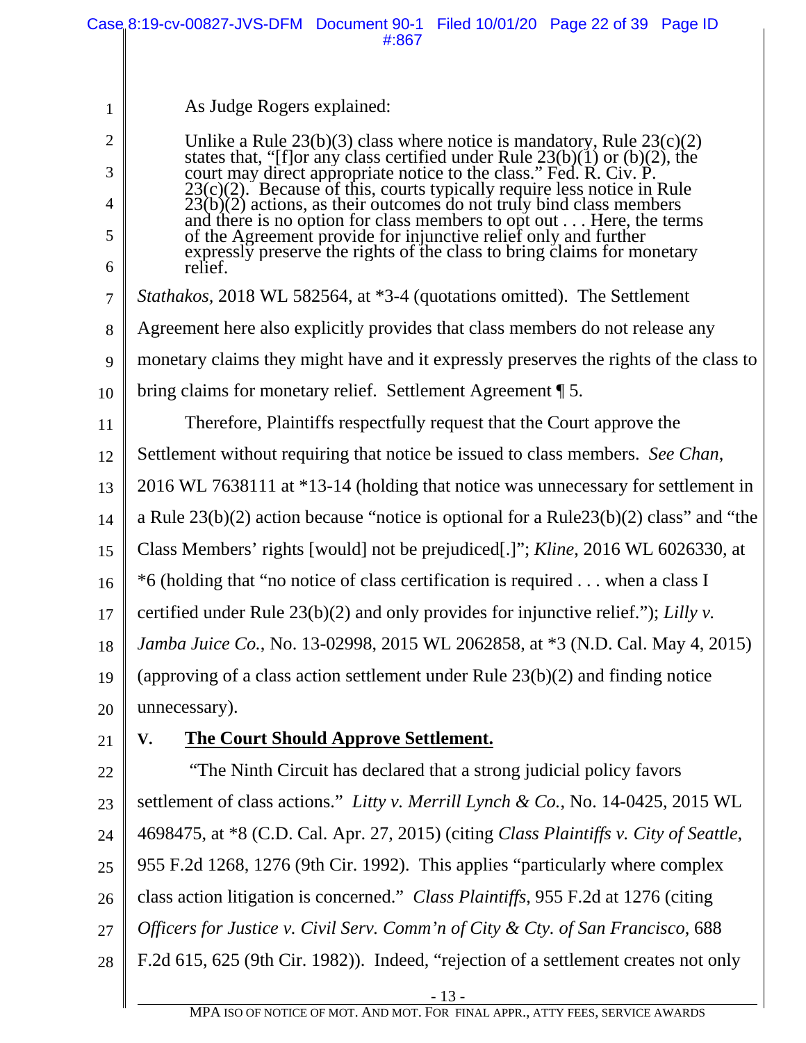As Judge Rogers explained:

> Unlike a Rule 23(b)(3) class where notice is mandatory, Rule 23(c)(2) states that, "[f]or any class certified under Rule 23(b)(1) or (b)(2), the court may direct appropriate notice to the class." Fed. R. Civ. P. 23(c)(2). Because of this, courts typically require less notice in Rule 23(b)(2) actions, as their outcomes do not truly bind class members and there is no option for class members to opt out . . . Here, the terms of the Agreement provide for injunctive relief only and further expressly preserve the rights of the class to bring claims for monetary relief.

*Stathakos*, 2018 WL 582564, at *3-4 (quotations omitted). The Settlement Agreement here also explicitly provides that class members do not release any monetary claims they might have and it expressly preserves the rights of the class to bring claims for monetary relief. Settlement Agreement ¶ 5.

Therefore, Plaintiffs respectfully request that the Court approve the Settlement without requiring that notice be issued to class members. *See Chan*, 2016 WL 7638111 at *13-14 (holding that notice was unnecessary for settlement in a Rule 23(b)(2) action because "notice is optional for a Rule23(b)(2) class" and "the Class Members' rights [would] not be prejudiced[.]"; *Kline*, 2016 WL 6026330, at *6 (holding that "no notice of class certification is required . . . when a class I certified under Rule 23(b)(2) and only provides for injunctive relief."); *Lilly v. Jamba Juice Co.*, No. 13-02998, 2015 WL 2062858, at *3 (N.D. Cal. May 4, 2015) (approving of a class action settlement under Rule 23(b)(2) and finding notice unnecessary).

## V. The Court Should Approve Settlement.

"The Ninth Circuit has declared that a strong judicial policy favors settlement of class actions." *Litty v. Merrill Lynch & Co.*, No. 14-0425, 2015 WL 4698475, at *8 (C.D. Cal. Apr. 27, 2015) (citing *Class Plaintiffs v. City of Seattle*, 955 F.2d 1268, 1276 (9th Cir. 1992). This applies "particularly where complex class action litigation is concerned." *Class Plaintiffs*, 955 F.2d at 1276 (citing *Officers for Justice v. Civil Serv. Comm'n of City & Cty. of San Francisco*, 688 F.2d 615, 625 (9th Cir. 1982)). Indeed, "rejection of a settlement creates not only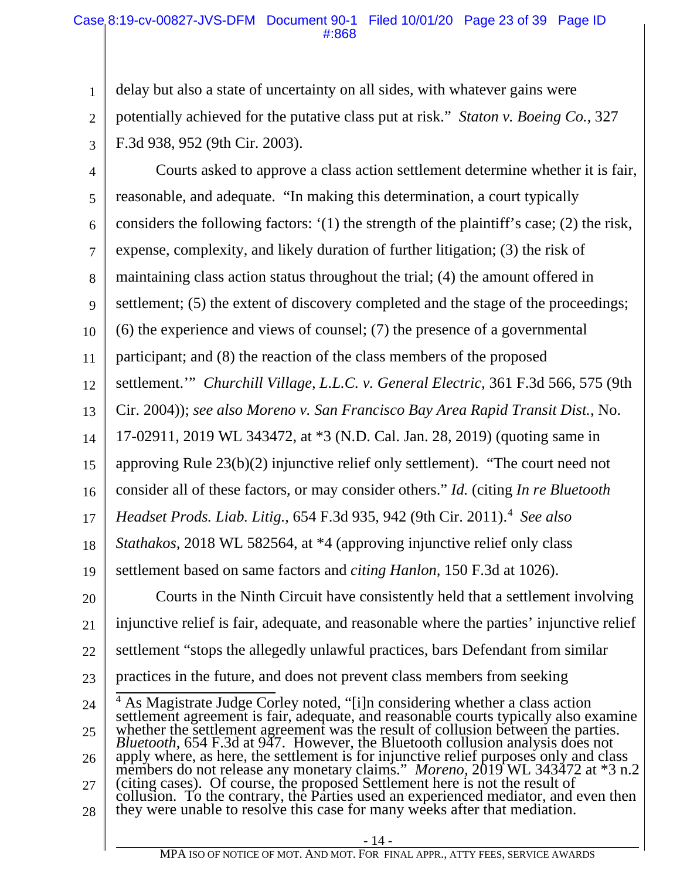delay but also a state of uncertainty on all sides, with whatever gains were potentially achieved for the putative class put at risk." *Staton v. Boeing Co.*, 327 F.3d 938, 952 (9th Cir. 2003).

Courts asked to approve a class action settlement determine whether it is fair, reasonable, and adequate. "In making this determination, a court typically considers the following factors: '(1) the strength of the plaintiff's case; (2) the risk, expense, complexity, and likely duration of further litigation; (3) the risk of maintaining class action status throughout the trial; (4) the amount offered in settlement; (5) the extent of discovery completed and the stage of the proceedings; (6) the experience and views of counsel; (7) the presence of a governmental participant; and (8) the reaction of the class members of the proposed settlement.'" *Churchill Village, L.L.C. v. General Electric*, 361 F.3d 566, 575 (9th Cir. 2004)); *see also Moreno v. San Francisco Bay Area Rapid Transit Dist.*, No. 17-02911, 2019 WL 343472, at *3 (N.D. Cal. Jan. 28, 2019) (quoting same in approving Rule 23(b)(2) injunctive relief only settlement). "The court need not consider all of these factors, or may consider others." *Id.* (citing *In re Bluetooth Headset Prods. Liab. Litig.*, 654 F.3d 935, 942 (9th Cir. 2011).[4] *See also Stathakos*, 2018 WL 582564, at *4 (approving injunctive relief only class settlement based on same factors and *citing Hanlon*, 150 F.3d at 1026).

Courts in the Ninth Circuit have consistently held that a settlement involving injunctive relief is fair, adequate, and reasonable where the parties' injunctive relief settlement "stops the allegedly unlawful practices, bars Defendant from similar practices in the future, and does not prevent class members from seeking

---

[4] As Magistrate Judge Corley noted, "[i]n considering whether a class action settlement agreement is fair, adequate, and reasonable courts typically also examine whether the settlement agreement was the result of collusion between the parties. *Bluetooth*, 654 F.3d at 947. However, the Bluetooth collusion analysis does not apply where, as here, the settlement is for injunctive relief purposes only and class members do not release any monetary claims." *Moreno*, 2019 WL 343472 at *3 n.2 (citing cases). Of course, the proposed Settlement here is not the result of collusion. To the contrary, the Parties used an experienced mediator, and even then they were unable to resolve this case for many weeks after that mediation.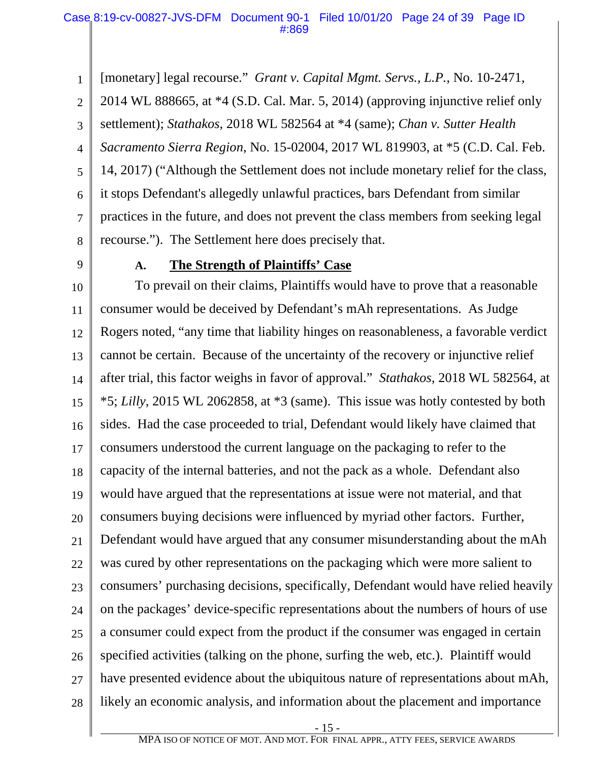[monetary] legal recourse." *Grant v. Capital Mgmt. Servs., L.P.*, No. 10-2471, 2014 WL 888665, at *4 (S.D. Cal. Mar. 5, 2014) (approving injunctive relief only settlement); *Stathakos*, 2018 WL 582564 at *4 (same); *Chan v. Sutter Health Sacramento Sierra Region*, No. 15-02004, 2017 WL 819903, at *5 (C.D. Cal. Feb. 14, 2017) ("Although the Settlement does not include monetary relief for the class, it stops Defendant's allegedly unlawful practices, bars Defendant from similar practices in the future, and does not prevent the class members from seeking legal recourse."). The Settlement here does precisely that.

### A. The Strength of Plaintiffs' Case

To prevail on their claims, Plaintiffs would have to prove that a reasonable consumer would be deceived by Defendant's mAh representations. As Judge Rogers noted, "any time that liability hinges on reasonableness, a favorable verdict cannot be certain. Because of the uncertainty of the recovery or injunctive relief after trial, this factor weighs in favor of approval." *Stathakos*, 2018 WL 582564, at *5; *Lilly*, 2015 WL 2062858, at *3 (same). This issue was hotly contested by both sides. Had the case proceeded to trial, Defendant would likely have claimed that consumers understood the current language on the packaging to refer to the capacity of the internal batteries, and not the pack as a whole. Defendant also would have argued that the representations at issue were not material, and that consumers buying decisions were influenced by myriad other factors. Further, Defendant would have argued that any consumer misunderstanding about the mAh was cured by other representations on the packaging which were more salient to consumers' purchasing decisions, specifically, Defendant would have relied heavily on the packages' device-specific representations about the numbers of hours of use a consumer could expect from the product if the consumer was engaged in certain specified activities (talking on the phone, surfing the web, etc.). Plaintiff would have presented evidence about the ubiquitous nature of representations about mAh, likely an economic analysis, and information about the placement and importance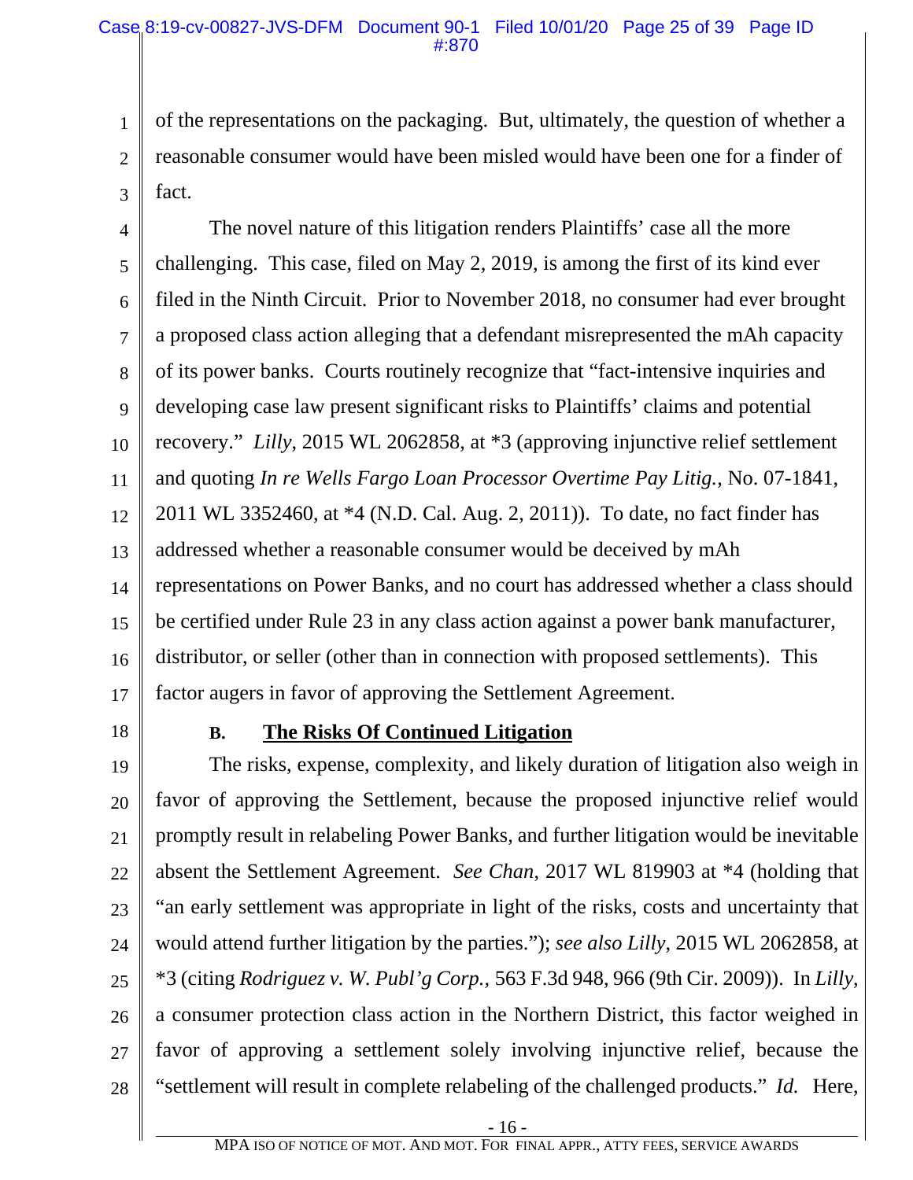of the representations on the packaging. But, ultimately, the question of whether a reasonable consumer would have been misled would have been one for a finder of fact.

The novel nature of this litigation renders Plaintiffs' case all the more challenging. This case, filed on May 2, 2019, is among the first of its kind ever filed in the Ninth Circuit. Prior to November 2018, no consumer had ever brought a proposed class action alleging that a defendant misrepresented the mAh capacity of its power banks. Courts routinely recognize that "fact-intensive inquiries and developing case law present significant risks to Plaintiffs' claims and potential recovery." *Lilly*, 2015 WL 2062858, at *3 (approving injunctive relief settlement and quoting *In re Wells Fargo Loan Processor Overtime Pay Litig.*, No. 07-1841, 2011 WL 3352460, at *4 (N.D. Cal. Aug. 2, 2011)). To date, no fact finder has addressed whether a reasonable consumer would be deceived by mAh representations on Power Banks, and no court has addressed whether a class should be certified under Rule 23 in any class action against a power bank manufacturer, distributor, or seller (other than in connection with proposed settlements). This factor augers in favor of approving the Settlement Agreement.

### B. The Risks Of Continued Litigation

The risks, expense, complexity, and likely duration of litigation also weigh in favor of approving the Settlement, because the proposed injunctive relief would promptly result in relabeling Power Banks, and further litigation would be inevitable absent the Settlement Agreement. *See Chan*, 2017 WL 819903 at *4 (holding that "an early settlement was appropriate in light of the risks, costs and uncertainty that would attend further litigation by the parties."); *see also Lilly,* 2015 WL 2062858, at *3 (citing *Rodriguez v. W. Publ'g Corp.,* 563 F.3d 948, 966 (9th Cir. 2009)). In *Lilly*, a consumer protection class action in the Northern District, this factor weighed in favor of approving a settlement solely involving injunctive relief, because the "settlement will result in complete relabeling of the challenged products." *Id.* Here,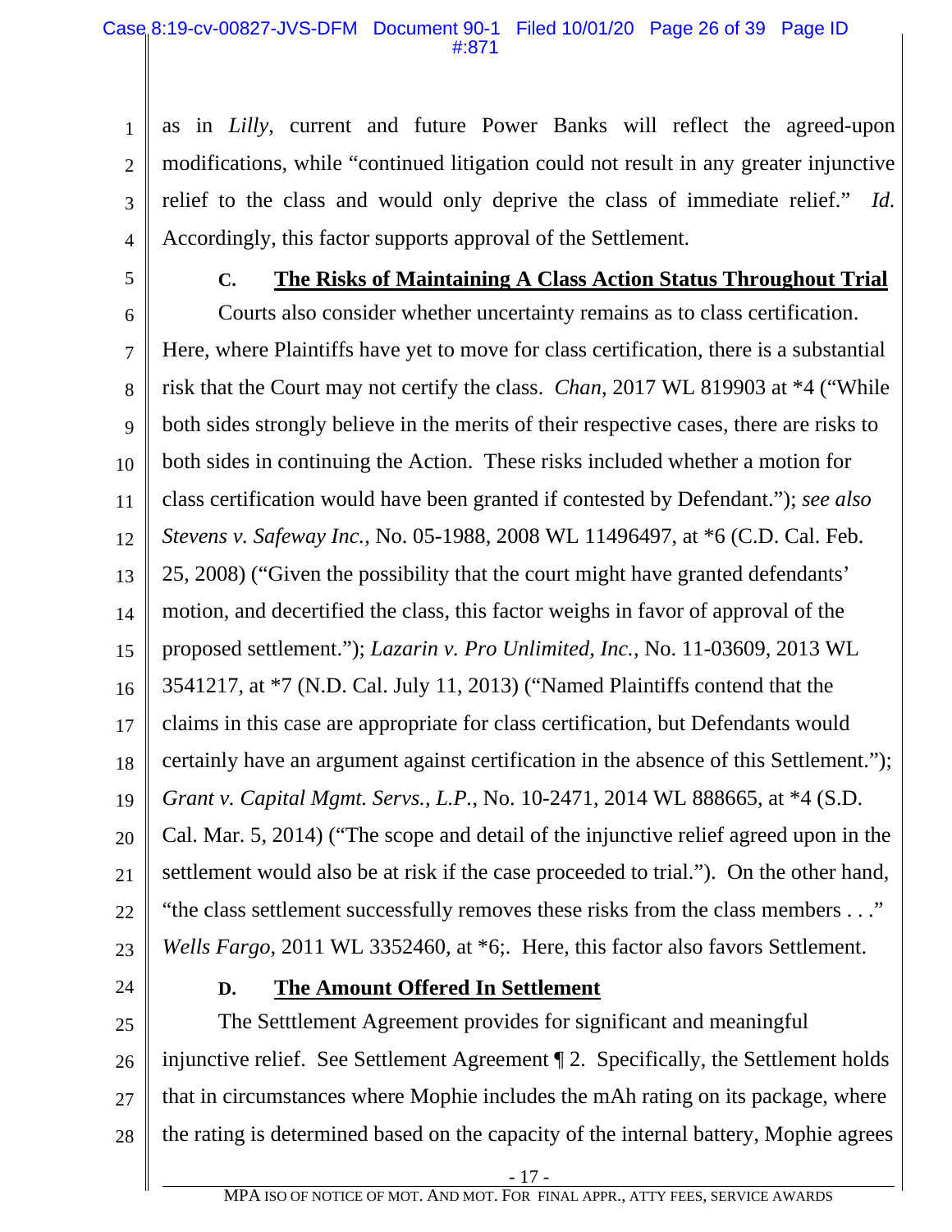as in *Lilly*, current and future Power Banks will reflect the agreed-upon modifications, while "continued litigation could not result in any greater injunctive relief to the class and would only deprive the class of immediate relief." *Id.* Accordingly, this factor supports approval of the Settlement.

### C. The Risks of Maintaining A Class Action Status Throughout Trial

Courts also consider whether uncertainty remains as to class certification. Here, where Plaintiffs have yet to move for class certification, there is a substantial risk that the Court may not certify the class. *Chan*, 2017 WL 819903 at *4 ("While both sides strongly believe in the merits of their respective cases, there are risks to both sides in continuing the Action. These risks included whether a motion for class certification would have been granted if contested by Defendant."); *see also Stevens v. Safeway Inc.*, No. 05-1988, 2008 WL 11496497, at *6 (C.D. Cal. Feb. 25, 2008) ("Given the possibility that the court might have granted defendants' motion, and decertified the class, this factor weighs in favor of approval of the proposed settlement."); *Lazarin v. Pro Unlimited, Inc.*, No. 11-03609, 2013 WL 3541217, at *7 (N.D. Cal. July 11, 2013) ("Named Plaintiffs contend that the claims in this case are appropriate for class certification, but Defendants would certainly have an argument against certification in the absence of this Settlement."); *Grant v. Capital Mgmt. Servs., L.P.*, No. 10-2471, 2014 WL 888665, at *4 (S.D. Cal. Mar. 5, 2014) ("The scope and detail of the injunctive relief agreed upon in the settlement would also be at risk if the case proceeded to trial."). On the other hand, "the class settlement successfully removes these risks from the class members . . ." *Wells Fargo*, 2011 WL 3352460, at *6;. Here, this factor also favors Settlement.

### D. The Amount Offered In Settlement

The Setttlement Agreement provides for significant and meaningful injunctive relief. See Settlement Agreement ¶ 2. Specifically, the Settlement holds that in circumstances where Mophie includes the mAh rating on its package, where the rating is determined based on the capacity of the internal battery, Mophie agrees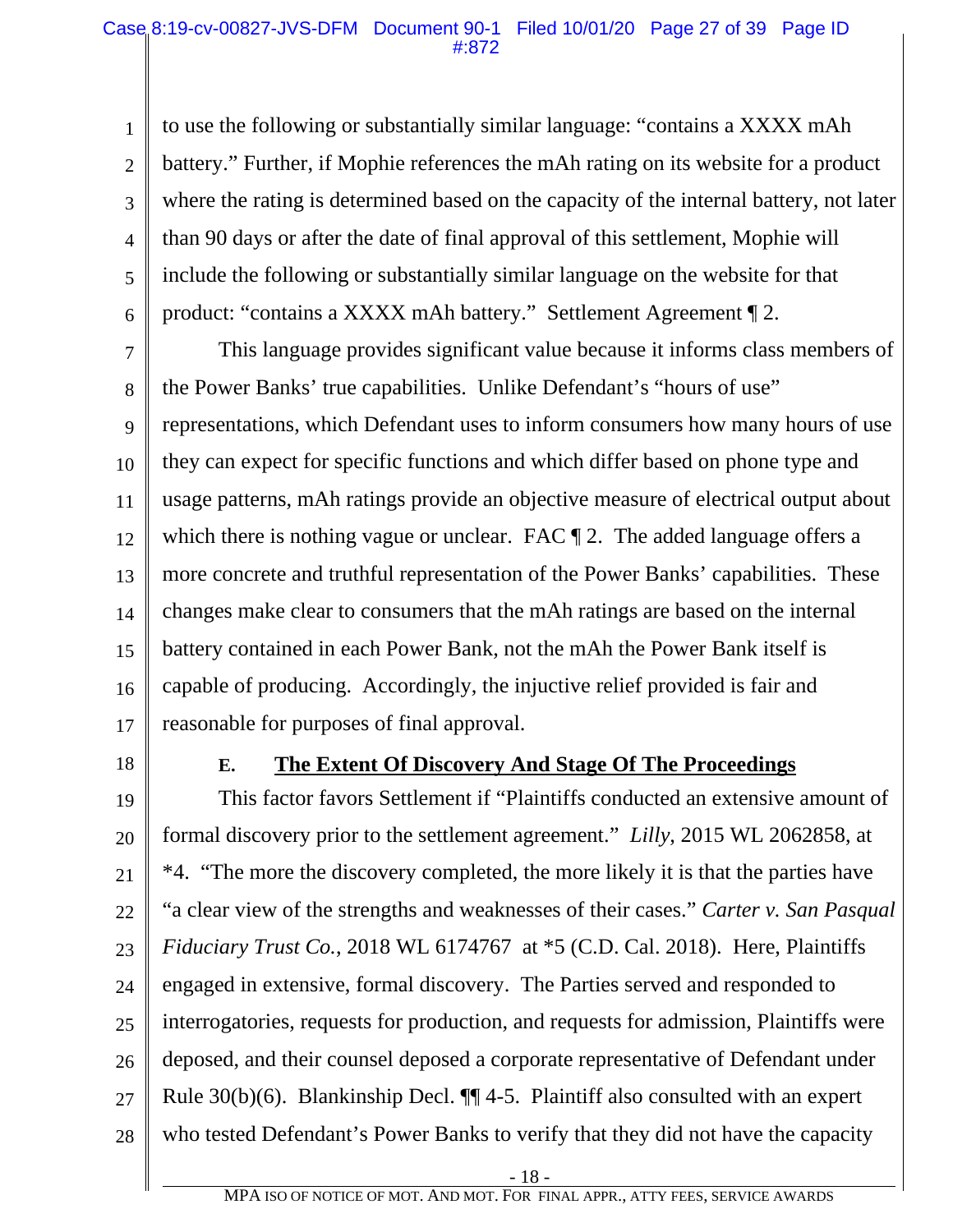to use the following or substantially similar language: "contains a XXXX mAh battery." Further, if Mophie references the mAh rating on its website for a product where the rating is determined based on the capacity of the internal battery, not later than 90 days or after the date of final approval of this settlement, Mophie will include the following or substantially similar language on the website for that product: "contains a XXXX mAh battery." Settlement Agreement ¶ 2.

This language provides significant value because it informs class members of the Power Banks' true capabilities. Unlike Defendant's "hours of use" representations, which Defendant uses to inform consumers how many hours of use they can expect for specific functions and which differ based on phone type and usage patterns, mAh ratings provide an objective measure of electrical output about which there is nothing vague or unclear. FAC ¶ 2. The added language offers a more concrete and truthful representation of the Power Banks' capabilities. These changes make clear to consumers that the mAh ratings are based on the internal battery contained in each Power Bank, not the mAh the Power Bank itself is capable of producing. Accordingly, the injuctive relief provided is fair and reasonable for purposes of final approval.

### E. <u>The Extent Of Discovery And Stage Of The Proceedings</u>

This factor favors Settlement if "Plaintiffs conducted an extensive amount of formal discovery prior to the settlement agreement." *Lilly*, 2015 WL 2062858, at *4. "The more the discovery completed, the more likely it is that the parties have "a clear view of the strengths and weaknesses of their cases." *Carter v. San Pasqual Fiduciary Trust Co.*, 2018 WL 6174767 at *5 (C.D. Cal. 2018). Here, Plaintiffs engaged in extensive, formal discovery. The Parties served and responded to interrogatories, requests for production, and requests for admission, Plaintiffs were deposed, and their counsel deposed a corporate representative of Defendant under Rule 30(b)(6). Blankinship Decl. ¶¶ 4-5. Plaintiff also consulted with an expert who tested Defendant's Power Banks to verify that they did not have the capacity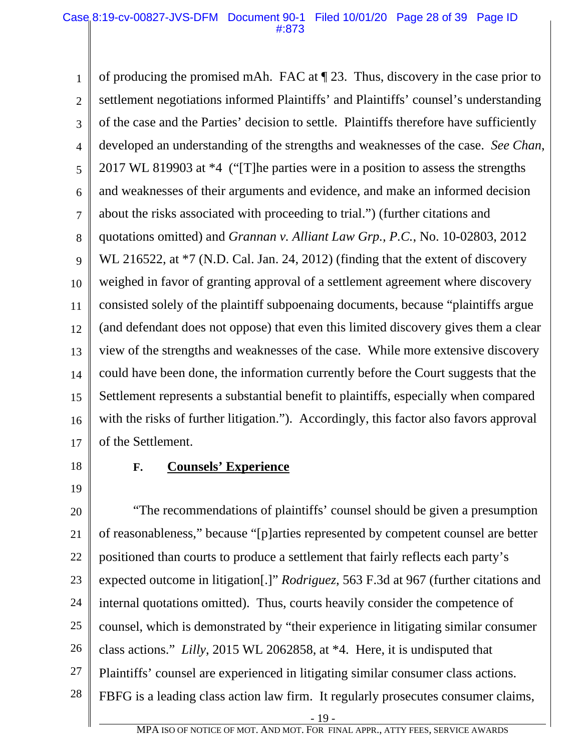of producing the promised mAh. FAC at ¶ 23. Thus, discovery in the case prior to settlement negotiations informed Plaintiffs' and Plaintiffs' counsel's understanding of the case and the Parties' decision to settle. Plaintiffs therefore have sufficiently developed an understanding of the strengths and weaknesses of the case. *See Chan*, 2017 WL 819903 at *4 ("[T]he parties were in a position to assess the strengths and weaknesses of their arguments and evidence, and make an informed decision about the risks associated with proceeding to trial.") (further citations and quotations omitted) and *Grannan v. Alliant Law Grp., P.C.*, No. 10-02803, 2012 WL 216522, at *7 (N.D. Cal. Jan. 24, 2012) (finding that the extent of discovery weighed in favor of granting approval of a settlement agreement where discovery consisted solely of the plaintiff subpoenaing documents, because "plaintiffs argue (and defendant does not oppose) that even this limited discovery gives them a clear view of the strengths and weaknesses of the case. While more extensive discovery could have been done, the information currently before the Court suggests that the Settlement represents a substantial benefit to plaintiffs, especially when compared with the risks of further litigation."). Accordingly, this factor also favors approval of the Settlement.

### F. Counsels' Experience

"The recommendations of plaintiffs' counsel should be given a presumption of reasonableness," because "[p]arties represented by competent counsel are better positioned than courts to produce a settlement that fairly reflects each party's expected outcome in litigation[.]" *Rodriguez*, 563 F.3d at 967 (further citations and internal quotations omitted). Thus, courts heavily consider the competence of counsel, which is demonstrated by "their experience in litigating similar consumer class actions." *Lilly*, 2015 WL 2062858, at *4. Here, it is undisputed that Plaintiffs' counsel are experienced in litigating similar consumer class actions. FBFG is a leading class action law firm. It regularly prosecutes consumer claims,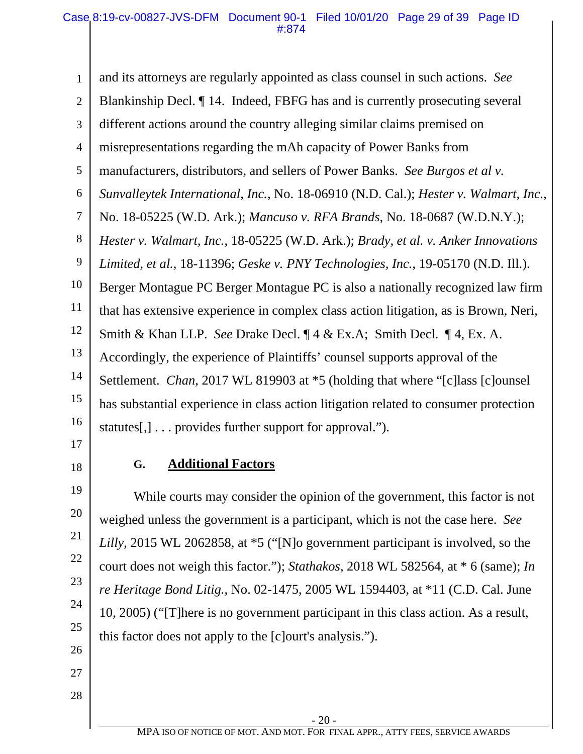and its attorneys are regularly appointed as class counsel in such actions. *See* Blankinship Decl. ¶ 14. Indeed, FBFG has and is currently prosecuting several different actions around the country alleging similar claims premised on misrepresentations regarding the mAh capacity of Power Banks from manufacturers, distributors, and sellers of Power Banks. *See Burgos et al v. Sunvalleytek International, Inc.*, No. 18-06910 (N.D. Cal.); *Hester v. Walmart, Inc.*, No. 18-05225 (W.D. Ark.); *Mancuso v. RFA Brands*, No. 18-0687 (W.D.N.Y.); *Hester v. Walmart, Inc.*, 18-05225 (W.D. Ark.); *Brady, et al. v. Anker Innovations Limited, et al.*, 18-11396; *Geske v. PNY Technologies, Inc.*, 19-05170 (N.D. Ill.). Berger Montague PC Berger Montague PC is also a nationally recognized law firm that has extensive experience in complex class action litigation, as is Brown, Neri, Smith & Khan LLP. *See* Drake Decl. ¶ 4 & Ex.A; Smith Decl. ¶ 4, Ex. A. Accordingly, the experience of Plaintiffs' counsel supports approval of the Settlement. *Chan*, 2017 WL 819903 at *5 (holding that where "[c]lass [c]ounsel has substantial experience in class action litigation related to consumer protection statutes[,] . . . provides further support for approval.").

### G. Additional Factors

While courts may consider the opinion of the government, this factor is not weighed unless the government is a participant, which is not the case here. *See Lilly*, 2015 WL 2062858, at *5 ("[N]o government participant is involved, so the court does not weigh this factor."); *Stathakos*, 2018 WL 582564, at * 6 (same); *In re Heritage Bond Litig.*, No. 02-1475, 2005 WL 1594403, at *11 (C.D. Cal. June 10, 2005) ("[T]here is no government participant in this class action. As a result, this factor does not apply to the [c]ourt's analysis.").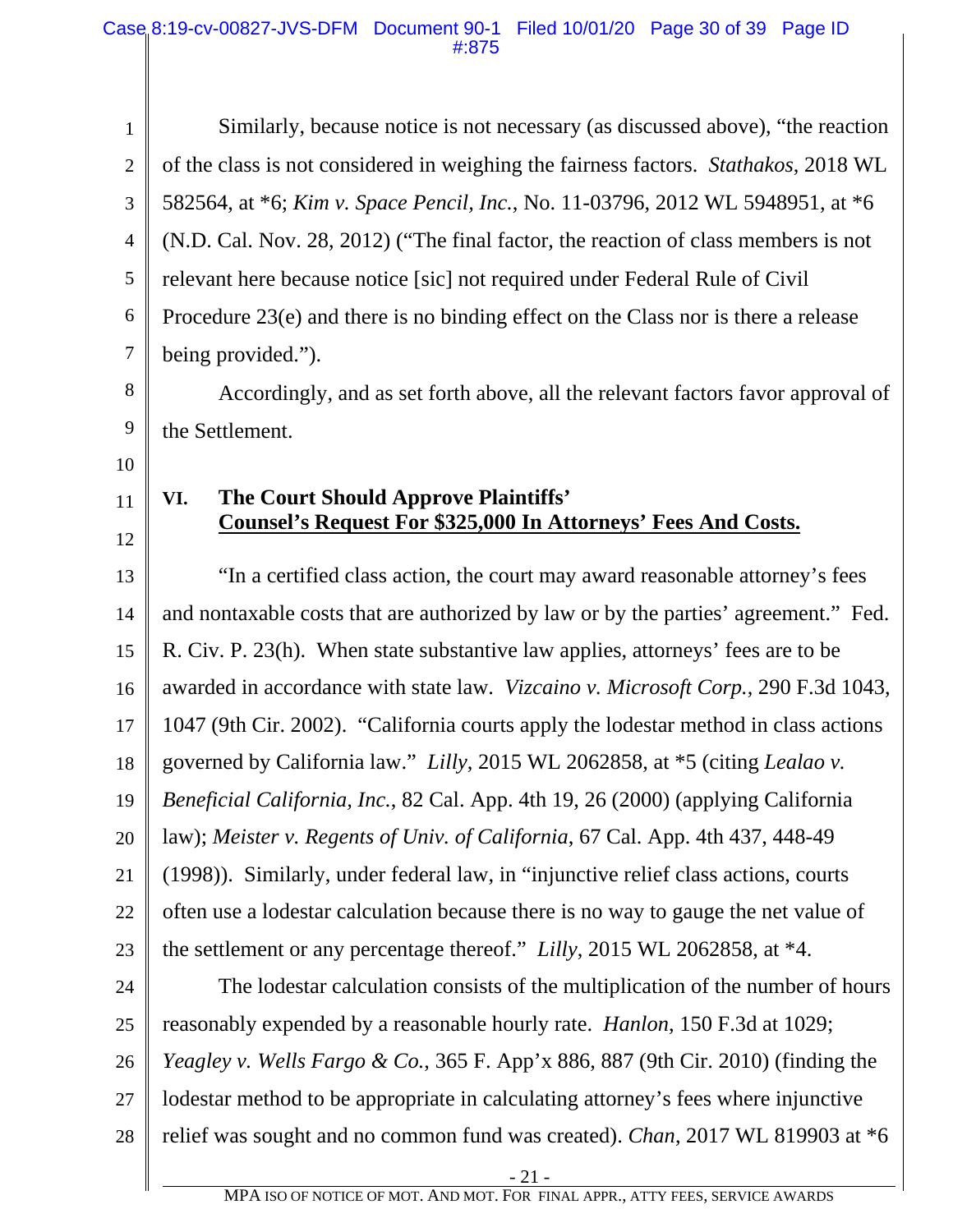Similarly, because notice is not necessary (as discussed above), "the reaction of the class is not considered in weighing the fairness factors. *Stathakos*, 2018 WL 582564, at *6; *Kim v. Space Pencil, Inc.*, No. 11-03796, 2012 WL 5948951, at *6 (N.D. Cal. Nov. 28, 2012) ("The final factor, the reaction of class members is not relevant here because notice [sic] not required under Federal Rule of Civil Procedure 23(e) and there is no binding effect on the Class nor is there a release being provided.").

Accordingly, and as set forth above, all the relevant factors favor approval of the Settlement.

## VI. The Court Should Approve Plaintiffs' Counsel's Request For $325,000 In Attorneys' Fees And Costs.

"In a certified class action, the court may award reasonable attorney's fees and nontaxable costs that are authorized by law or by the parties' agreement." Fed. R. Civ. P. 23(h). When state substantive law applies, attorneys' fees are to be awarded in accordance with state law. *Vizcaino v. Microsoft Corp.*, 290 F.3d 1043, 1047 (9th Cir. 2002). "California courts apply the lodestar method in class actions governed by California law." *Lilly*, 2015 WL 2062858, at *5 (citing *Lealao v. Beneficial California, Inc.*, 82 Cal. App. 4th 19, 26 (2000) (applying California law); *Meister v. Regents of Univ. of California*, 67 Cal. App. 4th 437, 448-49 (1998)). Similarly, under federal law, in "injunctive relief class actions, courts often use a lodestar calculation because there is no way to gauge the net value of the settlement or any percentage thereof." *Lilly*, 2015 WL 2062858, at *4.

The lodestar calculation consists of the multiplication of the number of hours reasonably expended by a reasonable hourly rate. *Hanlon*, 150 F.3d at 1029; *Yeagley v. Wells Fargo & Co.*, 365 F. App'x 886, 887 (9th Cir. 2010) (finding the lodestar method to be appropriate in calculating attorney's fees where injunctive relief was sought and no common fund was created). *Chan*, 2017 WL 819903 at *6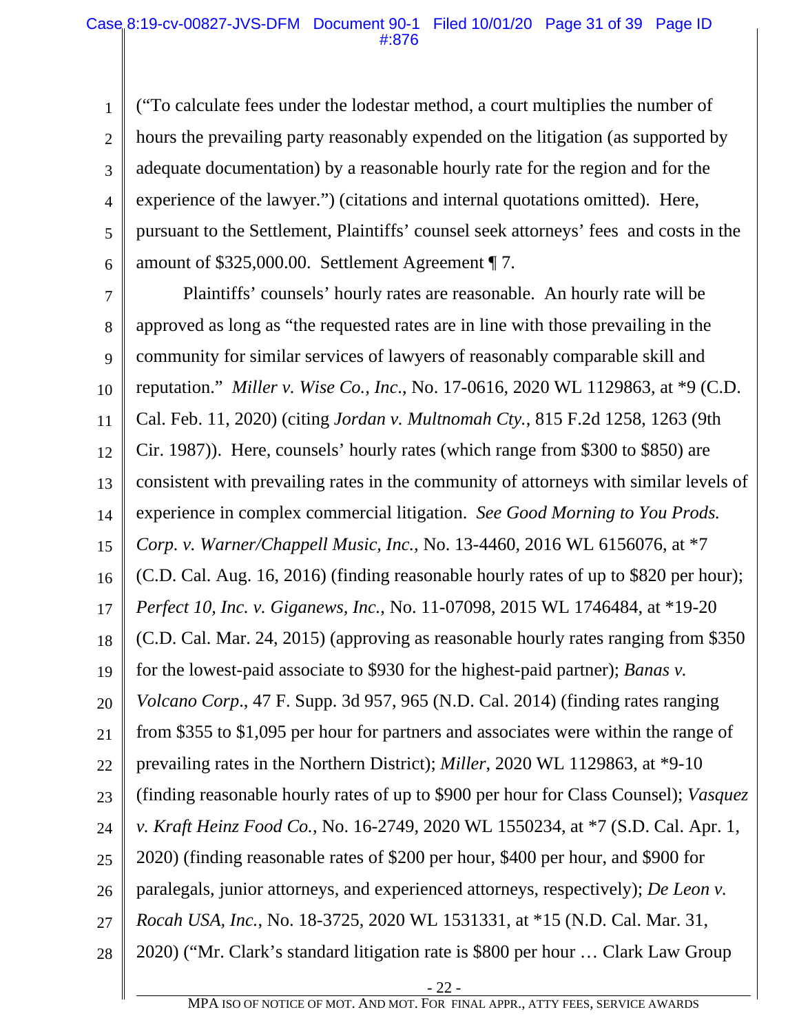("To calculate fees under the lodestar method, a court multiplies the number of hours the prevailing party reasonably expended on the litigation (as supported by adequate documentation) by a reasonable hourly rate for the region and for the experience of the lawyer.") (citations and internal quotations omitted). Here, pursuant to the Settlement, Plaintiffs' counsel seek attorneys' fees and costs in the amount of $325,000.00. Settlement Agreement ¶ 7.

Plaintiffs' counsels' hourly rates are reasonable. An hourly rate will be approved as long as "the requested rates are in line with those prevailing in the community for similar services of lawyers of reasonably comparable skill and reputation." *Miller v. Wise Co., Inc.*, No. 17-0616, 2020 WL 1129863, at *9 (C.D. Cal. Feb. 11, 2020) (citing *Jordan v. Multnomah Cty.*, 815 F.2d 1258, 1263 (9th Cir. 1987)). Here, counsels' hourly rates (which range from $300 to $850) are consistent with prevailing rates in the community of attorneys with similar levels of experience in complex commercial litigation. *See Good Morning to You Prods. Corp. v. Warner/Chappell Music, Inc.*, No. 13-4460, 2016 WL 6156076, at *7 (C.D. Cal. Aug. 16, 2016) (finding reasonable hourly rates of up to $820 per hour); *Perfect 10, Inc. v. Giganews, Inc.*, No. 11-07098, 2015 WL 1746484, at *19-20 (C.D. Cal. Mar. 24, 2015) (approving as reasonable hourly rates ranging from $350 for the lowest-paid associate to $930 for the highest-paid partner); *Banas v. Volcano Corp*., 47 F. Supp. 3d 957, 965 (N.D. Cal. 2014) (finding rates ranging from $355 to $1,095 per hour for partners and associates were within the range of prevailing rates in the Northern District); *Miller*, 2020 WL 1129863, at *9-10 (finding reasonable hourly rates of up to $900 per hour for Class Counsel); *Vasquez v. Kraft Heinz Food Co.*, No. 16-2749, 2020 WL 1550234, at *7 (S.D. Cal. Apr. 1, 2020) (finding reasonable rates of $200 per hour, $400 per hour, and $900 for paralegals, junior attorneys, and experienced attorneys, respectively); *De Leon v. Rocah USA, Inc.*, No. 18-3725, 2020 WL 1531331, at *15 (N.D. Cal. Mar. 31, 2020) ("Mr. Clark's standard litigation rate is $800 per hour … Clark Law Group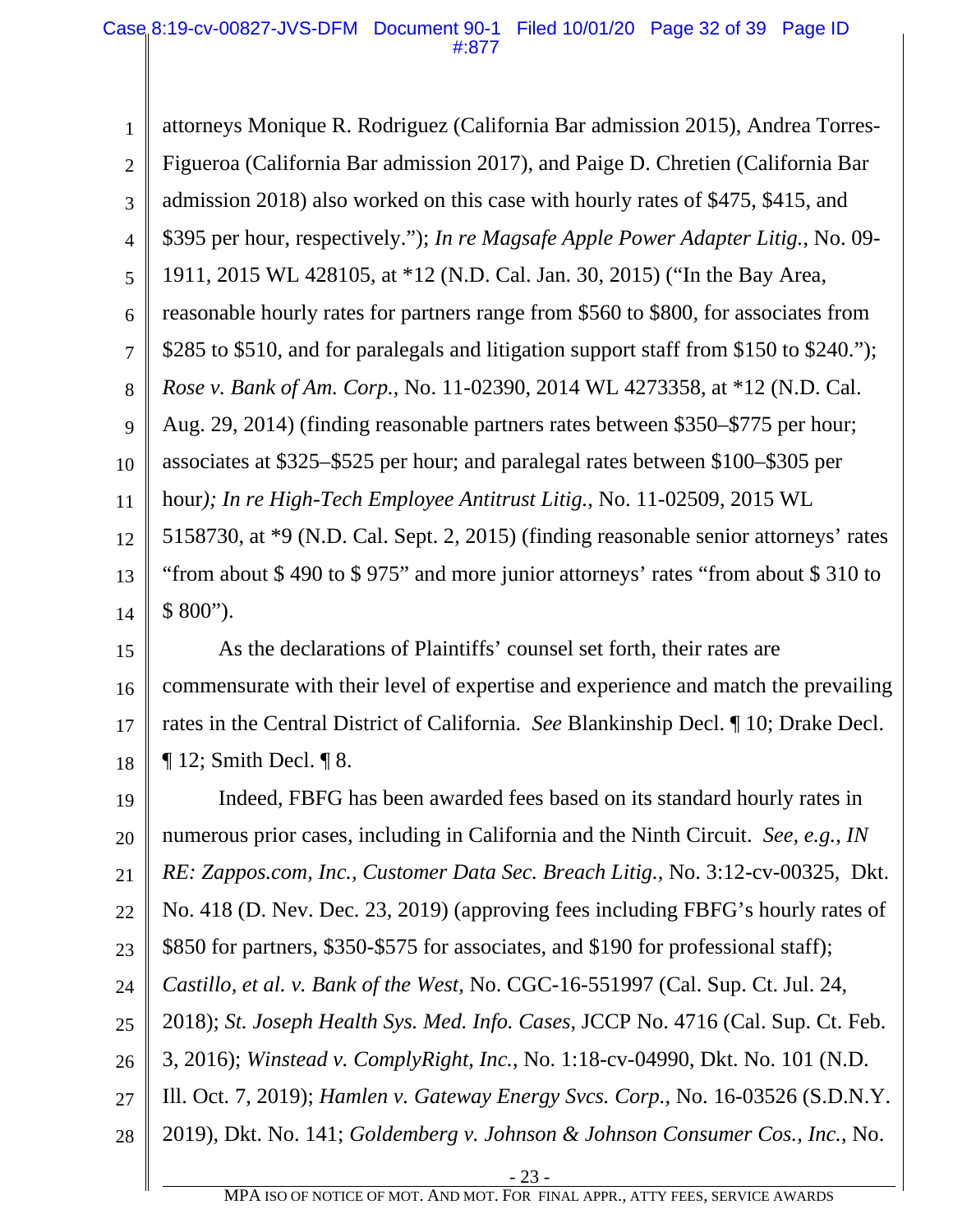attorneys Monique R. Rodriguez (California Bar admission 2015), Andrea Torres-Figueroa (California Bar admission 2017), and Paige D. Chretien (California Bar admission 2018) also worked on this case with hourly rates of $475, $415, and $395 per hour, respectively."); *In re Magsafe Apple Power Adapter Litig.*, No. 09-1911, 2015 WL 428105, at *12 (N.D. Cal. Jan. 30, 2015) ("In the Bay Area, reasonable hourly rates for partners range from $560 to $800, for associates from $285 to $510, and for paralegals and litigation support staff from $150 to $240."); *Rose v. Bank of Am. Corp.*, No. 11-02390, 2014 WL 4273358, at *12 (N.D. Cal. Aug. 29, 2014) (finding reasonable partners rates between $350–$775 per hour; associates at $325–$525 per hour; and paralegal rates between $100–$305 per hour*); In re High-Tech Employee Antitrust Litig.*, No. 11-02509, 2015 WL 5158730, at *9 (N.D. Cal. Sept. 2, 2015) (finding reasonable senior attorneys' rates "from about $ 490 to $ 975" and more junior attorneys' rates "from about $ 310 to $ 800").

As the declarations of Plaintiffs' counsel set forth, their rates are commensurate with their level of expertise and experience and match the prevailing rates in the Central District of California. *See* Blankinship Decl. ¶ 10; Drake Decl. ¶ 12; Smith Decl. ¶ 8.

Indeed, FBFG has been awarded fees based on its standard hourly rates in numerous prior cases, including in California and the Ninth Circuit. *See, e.g., IN RE: Zappos.com, Inc., Customer Data Sec. Breach Litig.*, No. 3:12-cv-00325, Dkt. No. 418 (D. Nev. Dec. 23, 2019) (approving fees including FBFG's hourly rates of $850 for partners, $350-$575 for associates, and $190 for professional staff); *Castillo, et al. v. Bank of the West*, No. CGC-16-551997 (Cal. Sup. Ct. Jul. 24, 2018); *St. Joseph Health Sys. Med. Info. Cases*, JCCP No. 4716 (Cal. Sup. Ct. Feb. 3, 2016); *Winstead v. ComplyRight, Inc.*, No. 1:18-cv-04990, Dkt. No. 101 (N.D. Ill. Oct. 7, 2019); *Hamlen v. Gateway Energy Svcs. Corp.*, No. 16-03526 (S.D.N.Y. 2019), Dkt. No. 141; *Goldemberg v. Johnson & Johnson Consumer Cos., Inc.*, No.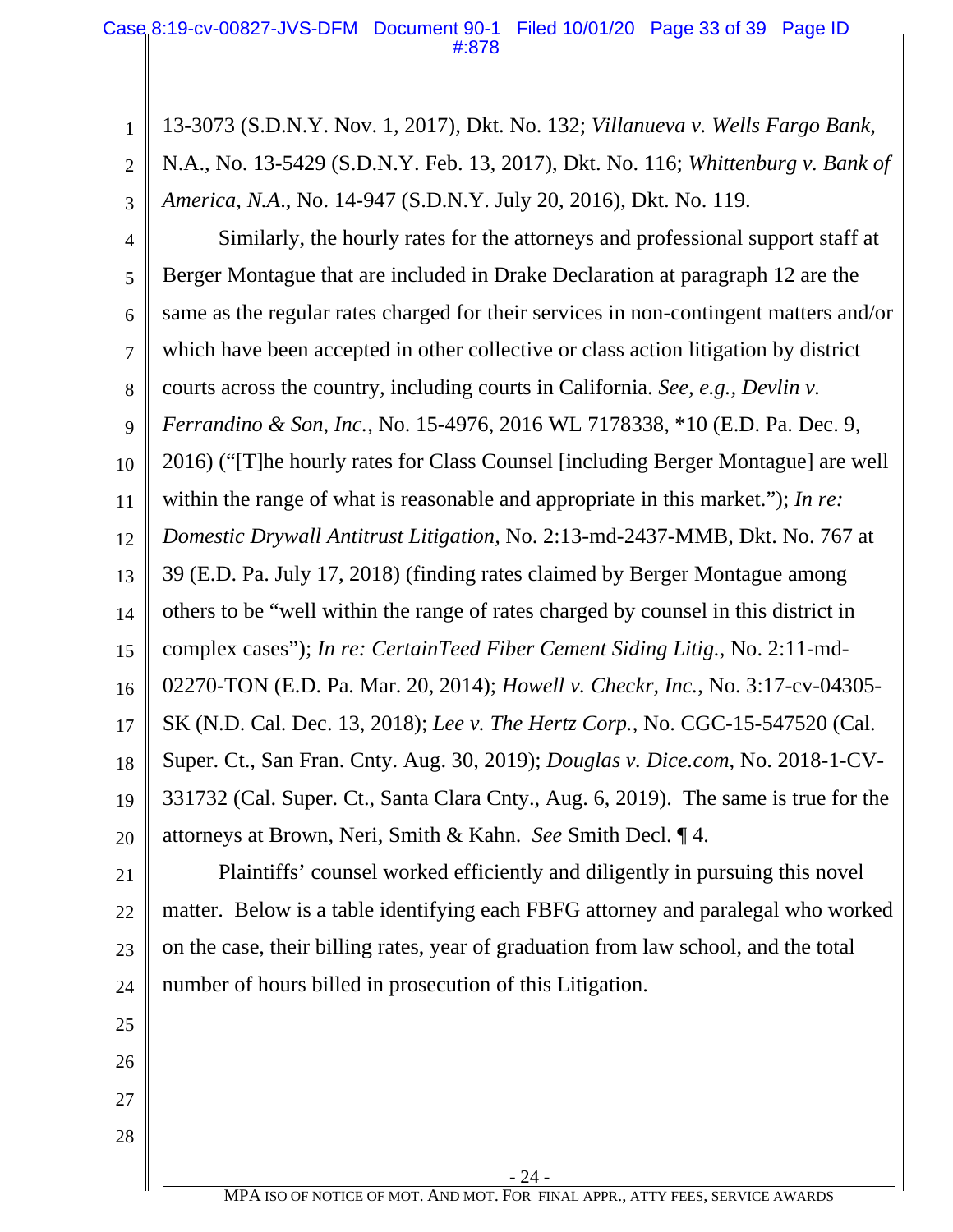13-3073 (S.D.N.Y. Nov. 1, 2017), Dkt. No. 132; *Villanueva v. Wells Fargo Bank,* N.A., No. 13-5429 (S.D.N.Y. Feb. 13, 2017), Dkt. No. 116; *Whittenburg v. Bank of America, N.A.*, No. 14-947 (S.D.N.Y. July 20, 2016), Dkt. No. 119.

Similarly, the hourly rates for the attorneys and professional support staff at Berger Montague that are included in Drake Declaration at paragraph 12 are the same as the regular rates charged for their services in non-contingent matters and/or which have been accepted in other collective or class action litigation by district courts across the country, including courts in California. *See, e.g., Devlin v. Ferrandino & Son, Inc.*, No. 15-4976, 2016 WL 7178338, *10 (E.D. Pa. Dec. 9, 2016) ("[T]he hourly rates for Class Counsel [including Berger Montague] are well within the range of what is reasonable and appropriate in this market."); *In re: Domestic Drywall Antitrust Litigation*, No. 2:13-md-2437-MMB, Dkt. No. 767 at 39 (E.D. Pa. July 17, 2018) (finding rates claimed by Berger Montague among others to be "well within the range of rates charged by counsel in this district in complex cases"); *In re: CertainTeed Fiber Cement Siding Litig.*, No. 2:11-md-02270-TON (E.D. Pa. Mar. 20, 2014); *Howell v. Checkr, Inc.*, No. 3:17-cv-04305-SK (N.D. Cal. Dec. 13, 2018); *Lee v. The Hertz Corp.*, No. CGC-15-547520 (Cal. Super. Ct., San Fran. Cnty. Aug. 30, 2019); *Douglas v. Dice.com*, No. 2018-1-CV-331732 (Cal. Super. Ct., Santa Clara Cnty., Aug. 6, 2019). The same is true for the attorneys at Brown, Neri, Smith & Kahn. *See* Smith Decl. ¶ 4.

Plaintiffs' counsel worked efficiently and diligently in pursuing this novel matter. Below is a table identifying each FBFG attorney and paralegal who worked on the case, their billing rates, year of graduation from law school, and the total number of hours billed in prosecution of this Litigation.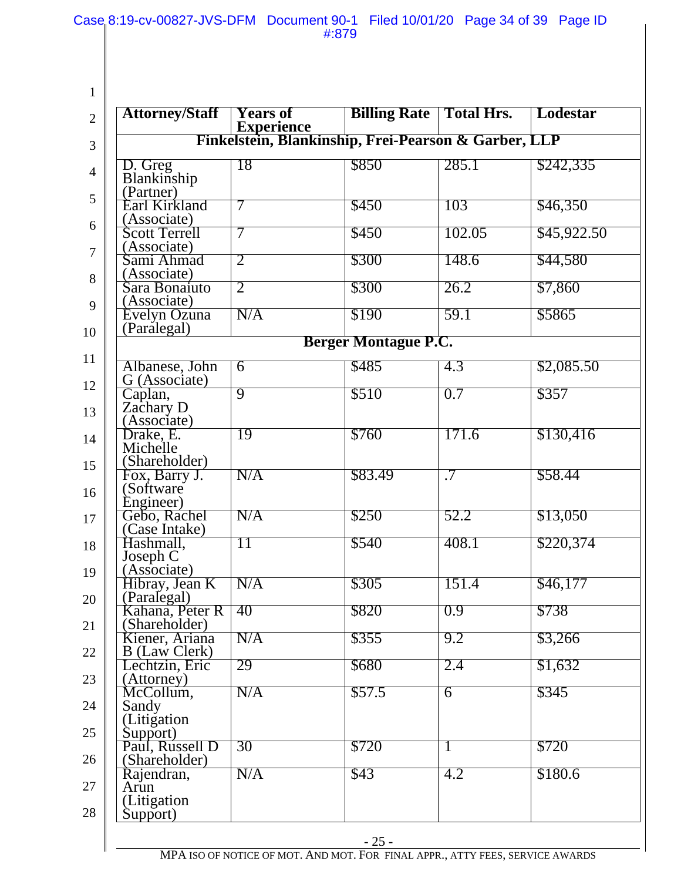| Attorney/Staff | Years of Experience | Billing Rate | Total Hrs. | Lodestar |
|---|---|---|---|---|
| **Finkelstein, Blankinship, Frei-Pearson & Garber, LLP** | | | | |
| D. Greg Blankinship (Partner) | 18 | $850 | 285.1 | $242,335 |
| Earl Kirkland (Associate) | 7 | $450 | 103 | $46,350 |
| Scott Terrell (Associate) | 7 | $450 | 102.05 | $45,922.50 |
| Sami Ahmad (Associate) | 2 | $300 | 148.6 | $44,580 |
| Sara Bonaiuto (Associate) | 2 | $300 | 26.2 | $7,860 |
| Evelyn Ozuna (Paralegal) | N/A | $190 | 59.1 | $5865 |
| **Berger Montague P.C.** | | | | |
| Albanese, John G (Associate) | 6 | $485 | 4.3 | $2,085.50 |
| Caplan, Zachary D (Associate) | 9 | $510 | 0.7 | $357 |
| Drake, E. Michelle (Shareholder) | 19 | $760 | 171.6 | $130,416 |
| Fox, Barry J. (Software Engineer) | N/A | $83.49 | .7 | $58.44 |
| Gebo, Rachel (Case Intake) | N/A | $250 | 52.2 | $13,050 |
| Hashmall, Joseph C (Associate) | 11 | $540 | 408.1 | $220,374 |
| Hibray, Jean K (Paralegal) | N/A | $305 | 151.4 | $46,177 |
| Kahana, Peter R (Shareholder) | 40 | $820 | 0.9 | $738 |
| Kiener, Ariana B (Law Clerk) | N/A | $355 | 9.2 | $3,266 |
| Lechtzin, Eric (Attorney) | 29 | $680 | 2.4 | $1,632 |
| McCollum, Sandy (Litigation Support) | N/A | $57.5 | 6 | $345 |
| Paul, Russell D (Shareholder) | 30 | $720 | 1 | $720 |
| Rajendran, Arun (Litigation Support) | N/A | $43 | 4.2 | $180.6 |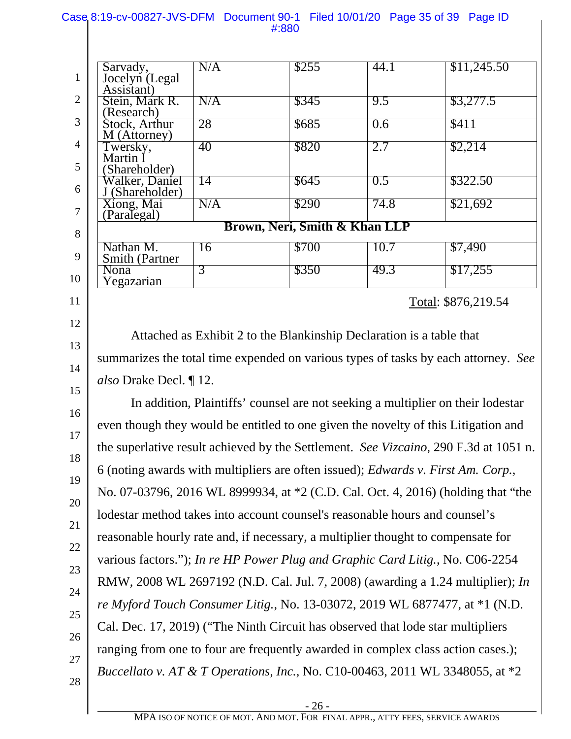| | | | | |
|---|---|---|---|---|
| Sarvady, Jocelyn (Legal Assistant) | N/A | $255 | 44.1 | $11,245.50 |
| Stein, Mark R. (Research) | N/A | $345 | 9.5 | $3,277.5 |
| Stock, Arthur M (Attorney) | 28 | $685 | 0.6 | $411 |
| Twersky, Martin I (Shareholder) | 40 | $820 | 2.7 | $2,214 |
| Walker, Daniel J (Shareholder) | 14 | $645 | 0.5 | $322.50 |
| Xiong, Mai (Paralegal) | N/A | $290 | 74.8 | $21,692 |
| **Brown, Neri, Smith & Khan LLP** | | | | |
| Nathan M. Smith (Partner | 16 | $700 | 10.7 | $7,490 |
| Nona Yegazarian | 3 | $350 | 49.3 | $17,255 |

Total: $876,219.54

Attached as Exhibit 2 to the Blankinship Declaration is a table that summarizes the total time expended on various types of tasks by each attorney. *See also* Drake Decl. ¶ 12.

In addition, Plaintiffs' counsel are not seeking a multiplier on their lodestar even though they would be entitled to one given the novelty of this Litigation and the superlative result achieved by the Settlement. *See Vizcaino*, 290 F.3d at 1051 n. 6 (noting awards with multipliers are often issued); *Edwards v. First Am. Corp.*, No. 07-03796, 2016 WL 8999934, at *2 (C.D. Cal. Oct. 4, 2016) (holding that "the lodestar method takes into account counsel's reasonable hours and counsel's reasonable hourly rate and, if necessary, a multiplier thought to compensate for various factors."); *In re HP Power Plug and Graphic Card Litig.*, No. C06-2254 RMW, 2008 WL 2697192 (N.D. Cal. Jul. 7, 2008) (awarding a 1.24 multiplier); *In re Myford Touch Consumer Litig.*, No. 13-03072, 2019 WL 6877477, at *1 (N.D. Cal. Dec. 17, 2019) ("The Ninth Circuit has observed that lode star multipliers ranging from one to four are frequently awarded in complex class action cases.); *Buccellato v. AT & T Operations, Inc.*, No. C10-00463, 2011 WL 3348055, at *2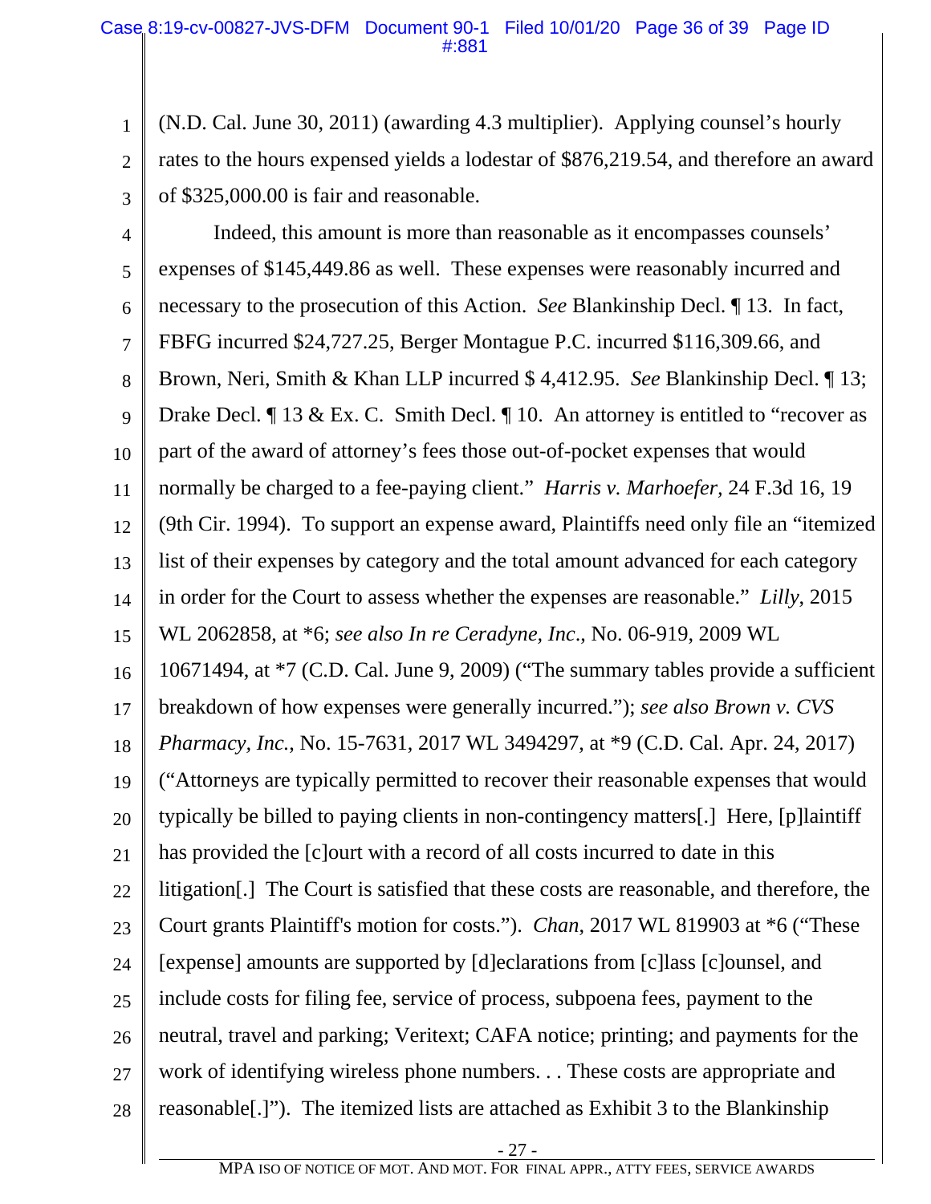(N.D. Cal. June 30, 2011) (awarding 4.3 multiplier). Applying counsel's hourly rates to the hours expensed yields a lodestar of $876,219.54, and therefore an award of $325,000.00 is fair and reasonable.

Indeed, this amount is more than reasonable as it encompasses counsels' expenses of $145,449.86 as well. These expenses were reasonably incurred and necessary to the prosecution of this Action. *See* Blankinship Decl. ¶ 13. In fact, FBFG incurred $24,727.25, Berger Montague P.C. incurred $116,309.66, and Brown, Neri, Smith & Khan LLP incurred $ 4,412.95. *See* Blankinship Decl. ¶ 13; Drake Decl. ¶ 13 & Ex. C. Smith Decl. ¶ 10. An attorney is entitled to "recover as part of the award of attorney's fees those out-of-pocket expenses that would normally be charged to a fee-paying client." *Harris v. Marhoefer*, 24 F.3d 16, 19 (9th Cir. 1994). To support an expense award, Plaintiffs need only file an "itemized list of their expenses by category and the total amount advanced for each category in order for the Court to assess whether the expenses are reasonable." *Lilly*, 2015 WL 2062858, at *6; *see also In re Ceradyne, Inc.*, No. 06-919, 2009 WL 10671494, at *7 (C.D. Cal. June 9, 2009) ("The summary tables provide a sufficient breakdown of how expenses were generally incurred."); *see also Brown v. CVS Pharmacy, Inc.*, No. 15-7631, 2017 WL 3494297, at *9 (C.D. Cal. Apr. 24, 2017) ("Attorneys are typically permitted to recover their reasonable expenses that would typically be billed to paying clients in non-contingency matters[.] Here, [p]laintiff has provided the [c]ourt with a record of all costs incurred to date in this litigation[.] The Court is satisfied that these costs are reasonable, and therefore, the Court grants Plaintiff's motion for costs."). *Chan*, 2017 WL 819903 at *6 ("These [expense] amounts are supported by [d]eclarations from [c]lass [c]ounsel, and include costs for filing fee, service of process, subpoena fees, payment to the neutral, travel and parking; Veritext; CAFA notice; printing; and payments for the work of identifying wireless phone numbers. . . These costs are appropriate and reasonable[.]"). The itemized lists are attached as Exhibit 3 to the Blankinship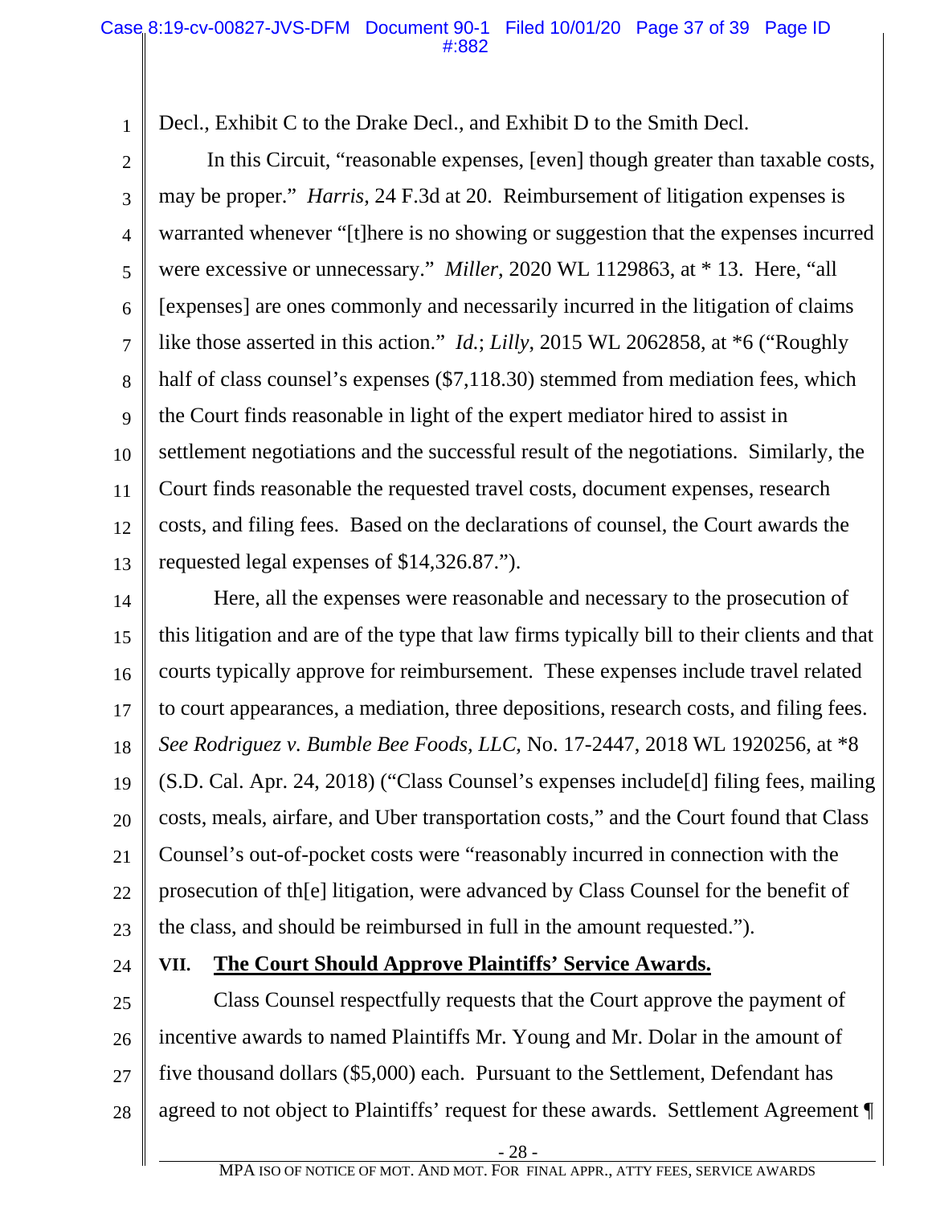Decl., Exhibit C to the Drake Decl., and Exhibit D to the Smith Decl.

In this Circuit, "reasonable expenses, [even] though greater than taxable costs, may be proper." *Harris*, 24 F.3d at 20. Reimbursement of litigation expenses is warranted whenever "[t]here is no showing or suggestion that the expenses incurred were excessive or unnecessary." *Miller*, 2020 WL 1129863, at * 13. Here, "all [expenses] are ones commonly and necessarily incurred in the litigation of claims like those asserted in this action." *Id.*; *Lilly*, 2015 WL 2062858, at *6 ("Roughly half of class counsel's expenses ($7,118.30) stemmed from mediation fees, which the Court finds reasonable in light of the expert mediator hired to assist in settlement negotiations and the successful result of the negotiations. Similarly, the Court finds reasonable the requested travel costs, document expenses, research costs, and filing fees. Based on the declarations of counsel, the Court awards the requested legal expenses of $14,326.87.").

Here, all the expenses were reasonable and necessary to the prosecution of this litigation and are of the type that law firms typically bill to their clients and that courts typically approve for reimbursement. These expenses include travel related to court appearances, a mediation, three depositions, research costs, and filing fees. *See Rodriguez v. Bumble Bee Foods, LLC*, No. 17-2447, 2018 WL 1920256, at *8 (S.D. Cal. Apr. 24, 2018) ("Class Counsel's expenses include[d] filing fees, mailing costs, meals, airfare, and Uber transportation costs," and the Court found that Class Counsel's out-of-pocket costs were "reasonably incurred in connection with the prosecution of th[e] litigation, were advanced by Class Counsel for the benefit of the class, and should be reimbursed in full in the amount requested.").

## VII. The Court Should Approve Plaintiffs' Service Awards.

Class Counsel respectfully requests that the Court approve the payment of incentive awards to named Plaintiffs Mr. Young and Mr. Dolar in the amount of five thousand dollars ($5,000) each. Pursuant to the Settlement, Defendant has agreed to not object to Plaintiffs' request for these awards. Settlement Agreement ¶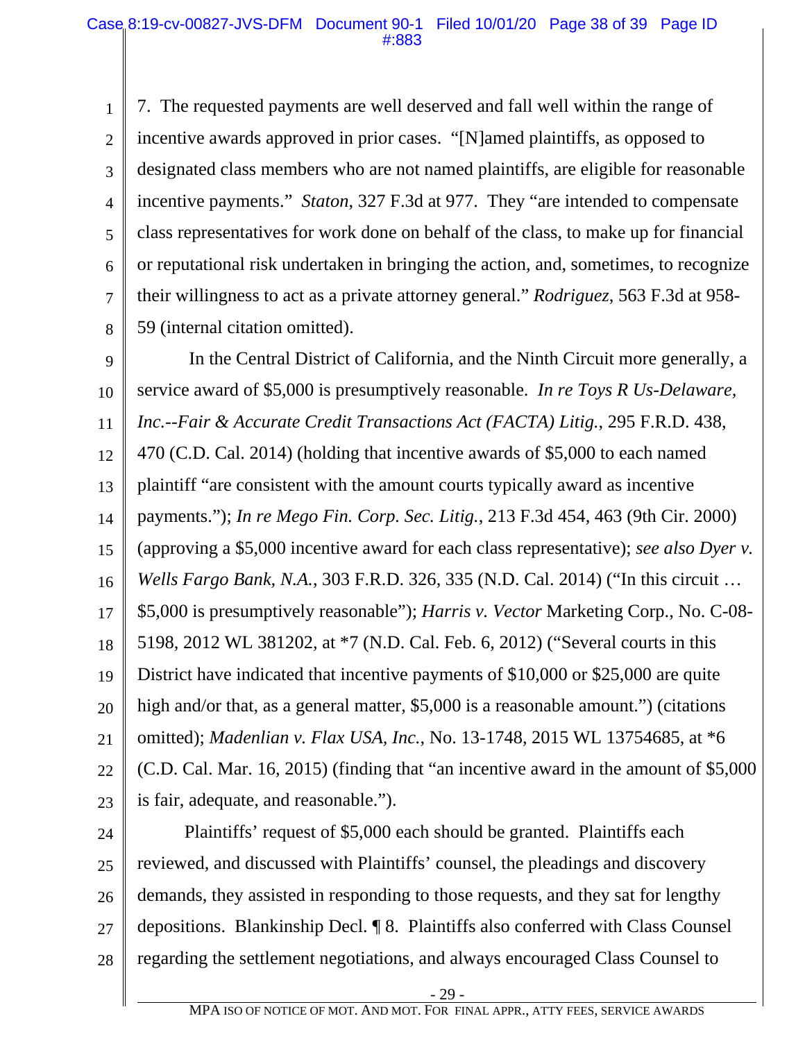7. The requested payments are well deserved and fall well within the range of incentive awards approved in prior cases. "[N]amed plaintiffs, as opposed to designated class members who are not named plaintiffs, are eligible for reasonable incentive payments." *Staton*, 327 F.3d at 977. They "are intended to compensate class representatives for work done on behalf of the class, to make up for financial or reputational risk undertaken in bringing the action, and, sometimes, to recognize their willingness to act as a private attorney general." *Rodriguez*, 563 F.3d at 958-59 (internal citation omitted).

In the Central District of California, and the Ninth Circuit more generally, a service award of $5,000 is presumptively reasonable. *In re Toys R Us-Delaware, Inc.--Fair & Accurate Credit Transactions Act (FACTA) Litig.*, 295 F.R.D. 438, 470 (C.D. Cal. 2014) (holding that incentive awards of $5,000 to each named plaintiff "are consistent with the amount courts typically award as incentive payments."); *In re Mego Fin. Corp. Sec. Litig.*, 213 F.3d 454, 463 (9th Cir. 2000) (approving a $5,000 incentive award for each class representative); *see also Dyer v. Wells Fargo Bank, N.A.*, 303 F.R.D. 326, 335 (N.D. Cal. 2014) ("In this circuit … $5,000 is presumptively reasonable"); *Harris v. Vector* Marketing Corp., No. C-08-5198, 2012 WL 381202, at *7 (N.D. Cal. Feb. 6, 2012) ("Several courts in this District have indicated that incentive payments of $10,000 or $25,000 are quite high and/or that, as a general matter, $5,000 is a reasonable amount.") (citations omitted); *Madenlian v. Flax USA, Inc.*, No. 13-1748, 2015 WL 13754685, at *6 (C.D. Cal. Mar. 16, 2015) (finding that "an incentive award in the amount of $5,000 is fair, adequate, and reasonable.").

Plaintiffs' request of $5,000 each should be granted. Plaintiffs each reviewed, and discussed with Plaintiffs' counsel, the pleadings and discovery demands, they assisted in responding to those requests, and they sat for lengthy depositions. Blankinship Decl. ¶ 8. Plaintiffs also conferred with Class Counsel regarding the settlement negotiations, and always encouraged Class Counsel to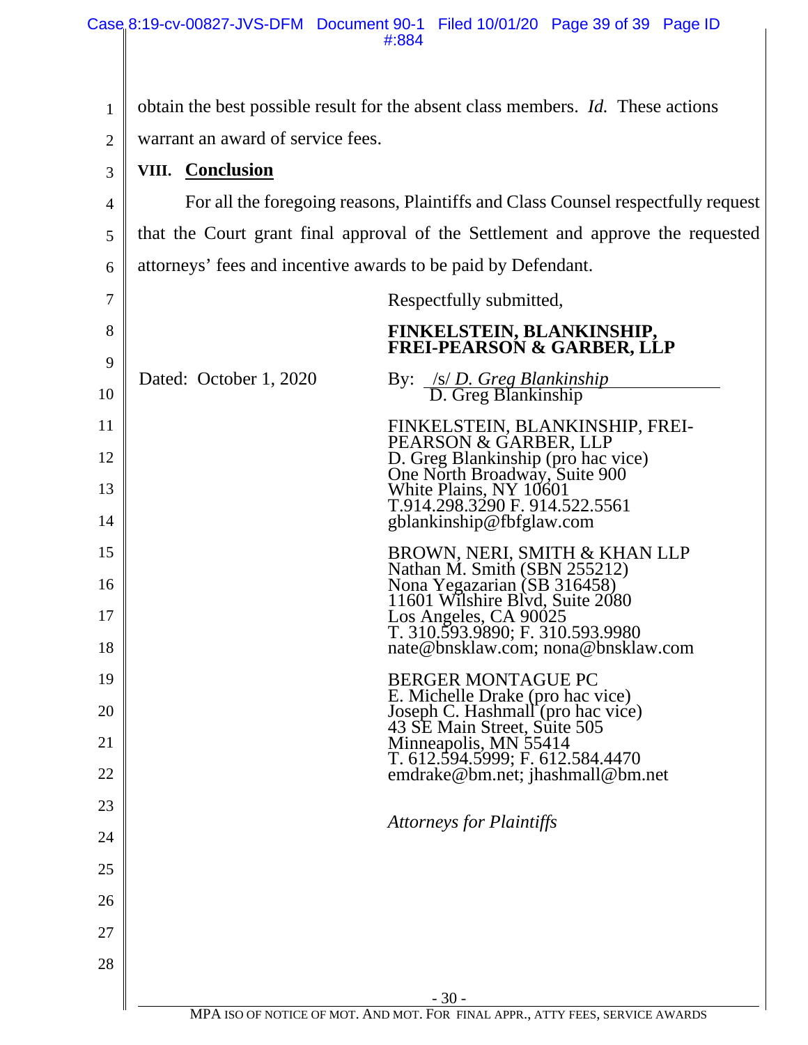obtain the best possible result for the absent class members. *Id.* These actions warrant an award of service fees.

## VIII. Conclusion

For all the foregoing reasons, Plaintiffs and Class Counsel respectfully request that the Court grant final approval of the Settlement and approve the requested attorneys' fees and incentive awards to be paid by Defendant.

Respectfully submitted,

**FINKELSTEIN, BLANKINSHIP, FREI-PEARSON & GARBER, LLP**

Dated: October 1, 2020

By: /s/ *D. Greg Blankinship*
D. Greg Blankinship

FINKELSTEIN, BLANKINSHIP, FREI-PEARSON & GARBER, LLP
D. Greg Blankinship (pro hac vice)
One North Broadway, Suite 900
White Plains, NY 10601
T.914.298.3290 F. 914.522.5561
gblankinship@fbfglaw.com

BROWN, NERI, SMITH & KHAN LLP
Nathan M. Smith (SBN 255212)
Nona Yegazarian (SB 316458)
11601 Wilshire Blvd, Suite 2080
Los Angeles, CA 90025
T. 310.593.9890; F. 310.593.9980
nate@bnsklaw.com; nona@bnsklaw.com

BERGER MONTAGUE PC
E. Michelle Drake (pro hac vice)
Joseph C. Hashmall (pro hac vice)
43 SE Main Street, Suite 505
Minneapolis, MN 55414
T. 612.594.5999; F. 612.584.4470
emdrake@bm.net; jhashmall@bm.net

*Attorneys for Plaintiffs*